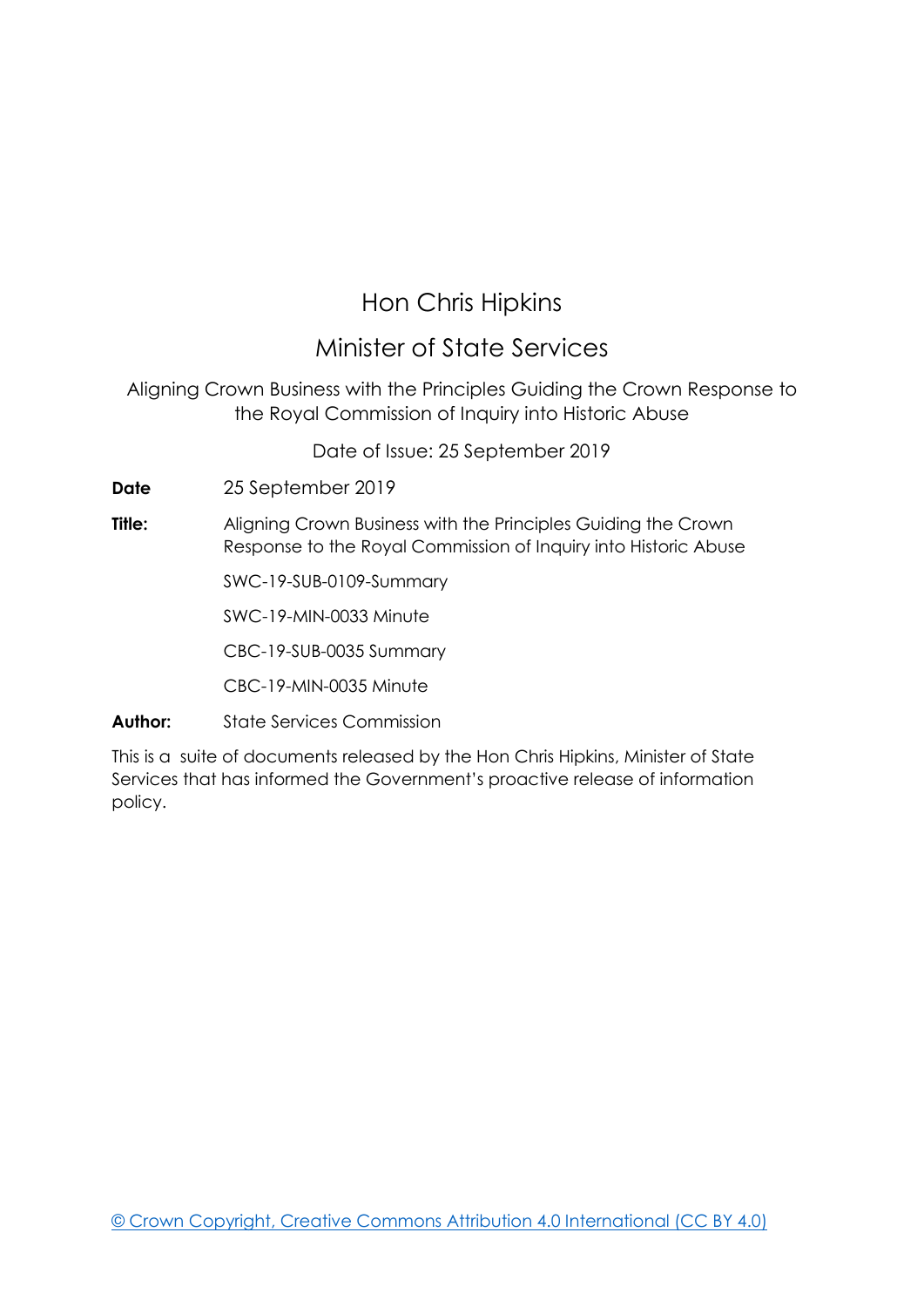# Hon Chris Hipkins

## Minister of State Services

Aligning Crown Business with the Principles Guiding the Crown Response to the Royal Commission of Inquiry into Historic Abuse

Date of Issue: 25 September 2019

**Date** 25 September 2019

**Title:** Aligning Crown Business with the Principles Guiding the Crown Response to the Royal Commission of Inquiry into Historic Abuse

SWC-19-SUB-0109-Summary

SWC-19-MIN-0033 Minute

CBC-19-SUB-0035 Summary

CBC-19-MIN-0035 Minute

**Author:** State Services Commission

This is a suite of documents released by the Hon Chris Hipkins, Minister of State Services that has informed the Government's proactive release of information policy.

© Crown Copyright, Creative Commons Attribution 4.0 International (CC BY 4.0)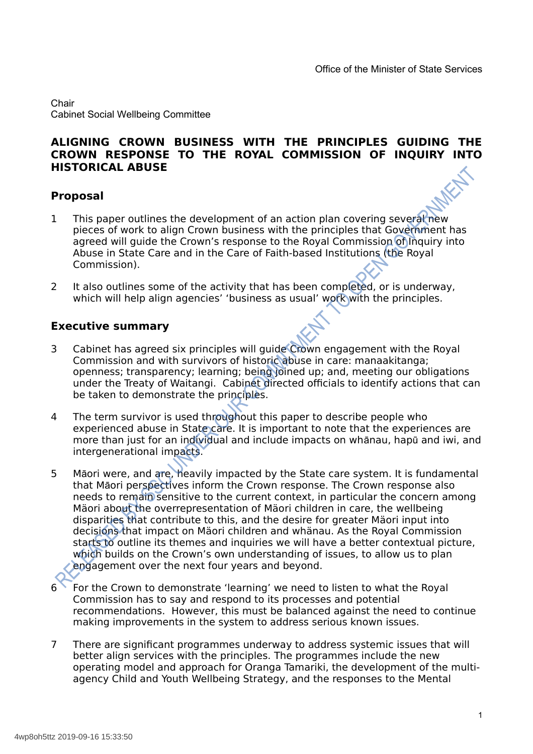Office of the Minister of State Services

Chair
Cabinet Social Wellbeing Committee

# ALIGNING CROWN BUSINESS WITH THE PRINCIPLES GUIDING THE CROWN RESPONSE TO THE ROYAL COMMISSION OF INQUIRY INTO HISTORICAL ABUSE

## Proposal

1 This paper outlines the development of an action plan covering several new pieces of work to align Crown business with the principles that Government has agreed will guide the Crown's response to the Royal Commission of Inquiry into Abuse in State Care and in the Care of Faith-based Institutions (the Royal Commission).

2 It also outlines some of the activity that has been completed, or is underway, which will help align agencies' 'business as usual' work with the principles.

## Executive summary

3 Cabinet has agreed six principles will guide Crown engagement with the Royal Commission and with survivors of historic abuse in care: manaakitanga; openness; transparency; learning; being joined up; and, meeting our obligations under the Treaty of Waitangi. Cabinet directed officials to identify actions that can be taken to demonstrate the principles.

4 The term survivor is used throughout this paper to describe people who experienced abuse in State care. It is important to note that the experiences are more than just for an individual and include impacts on whānau, hapū and iwi, and intergenerational impacts.

5 Māori were, and are, heavily impacted by the State care system. It is fundamental that Māori perspectives inform the Crown response. The Crown response also needs to remain sensitive to the current context, in particular the concern among Mäori about the overrepresentation of Mäori children in care, the wellbeing disparities that contribute to this, and the desire for greater Mäori input into decisions that impact on Mäori children and whänau. As the Royal Commission starts to outline its themes and inquiries we will have a better contextual picture, which builds on the Crown's own understanding of issues, to allow us to plan engagement over the next four years and beyond.

6 For the Crown to demonstrate 'learning' we need to listen to what the Royal Commission has to say and respond to its processes and potential recommendations. However, this must be balanced against the need to continue making improvements in the system to address serious known issues.

7 There are significant programmes underway to address systemic issues that will better align services with the principles. The programmes include the new operating model and approach for Oranga Tamariki, the development of the multi-agency Child and Youth Wellbeing Strategy, and the responses to the Mental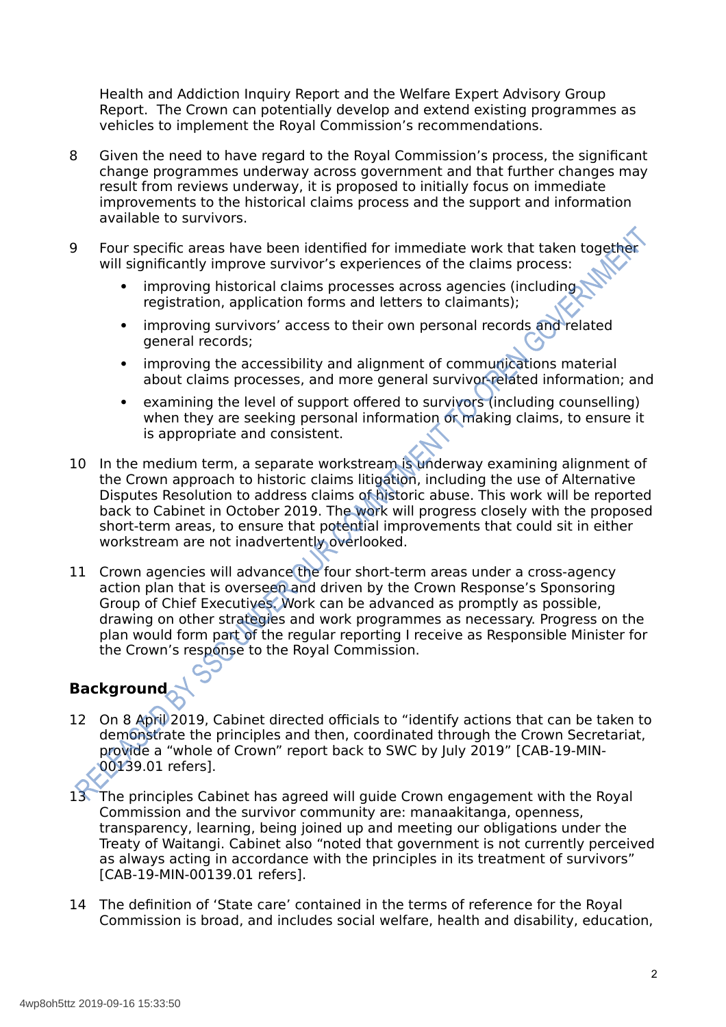Health and Addiction Inquiry Report and the Welfare Expert Advisory Group Report. The Crown can potentially develop and extend existing programmes as vehicles to implement the Royal Commission's recommendations.

8 Given the need to have regard to the Royal Commission's process, the significant change programmes underway across government and that further changes may result from reviews underway, it is proposed to initially focus on immediate improvements to the historical claims process and the support and information available to survivors.

9 Four specific areas have been identified for immediate work that taken together will significantly improve survivor's experiences of the claims process:

- improving historical claims processes across agencies (including registration, application forms and letters to claimants);
- improving survivors' access to their own personal records and related general records;
- improving the accessibility and alignment of communications material about claims processes, and more general survivor-related information; and
- examining the level of support offered to survivors (including counselling) when they are seeking personal information or making claims, to ensure it is appropriate and consistent.

10 In the medium term, a separate workstream is underway examining alignment of the Crown approach to historic claims litigation, including the use of Alternative Disputes Resolution to address claims of historic abuse. This work will be reported back to Cabinet in October 2019. The work will progress closely with the proposed short-term areas, to ensure that potential improvements that could sit in either workstream are not inadvertently overlooked.

11 Crown agencies will advance the four short-term areas under a cross-agency action plan that is overseen and driven by the Crown Response's Sponsoring Group of Chief Executives. Work can be advanced as promptly as possible, drawing on other strategies and work programmes as necessary. Progress on the plan would form part of the regular reporting I receive as Responsible Minister for the Crown's response to the Royal Commission.

## Background

12 On 8 April 2019, Cabinet directed officials to "identify actions that can be taken to demonstrate the principles and then, coordinated through the Crown Secretariat, provide a "whole of Crown" report back to SWC by July 2019" [CAB-19-MIN-00139.01 refers].

13 The principles Cabinet has agreed will guide Crown engagement with the Royal Commission and the survivor community are: manaakitanga, openness, transparency, learning, being joined up and meeting our obligations under the Treaty of Waitangi. Cabinet also "noted that government is not currently perceived as always acting in accordance with the principles in its treatment of survivors" [CAB-19-MIN-00139.01 refers].

14 The definition of 'State care' contained in the terms of reference for the Royal Commission is broad, and includes social welfare, health and disability, education,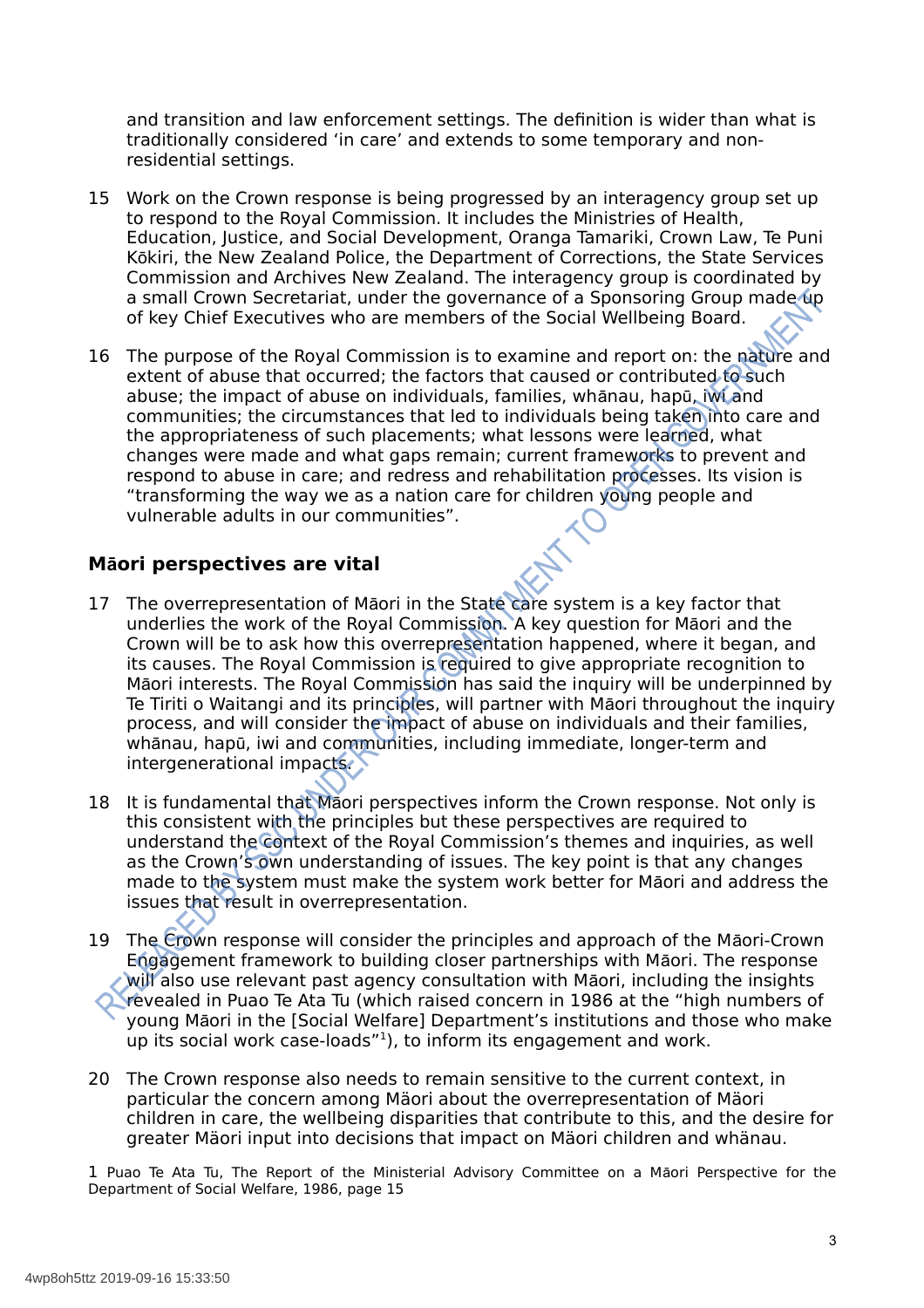and transition and law enforcement settings. The definition is wider than what is traditionally considered 'in care' and extends to some temporary and non-residential settings.

15 Work on the Crown response is being progressed by an interagency group set up to respond to the Royal Commission. It includes the Ministries of Health, Education, Justice, and Social Development, Oranga Tamariki, Crown Law, Te Puni Kōkiri, the New Zealand Police, the Department of Corrections, the State Services Commission and Archives New Zealand. The interagency group is coordinated by a small Crown Secretariat, under the governance of a Sponsoring Group made up of key Chief Executives who are members of the Social Wellbeing Board.

16 The purpose of the Royal Commission is to examine and report on: the nature and extent of abuse that occurred; the factors that caused or contributed to such abuse; the impact of abuse on individuals, families, whānau, hapū, iwi and communities; the circumstances that led to individuals being taken into care and the appropriateness of such placements; what lessons were learned, what changes were made and what gaps remain; current frameworks to prevent and respond to abuse in care; and redress and rehabilitation processes. Its vision is "transforming the way we as a nation care for children young people and vulnerable adults in our communities".

## Māori perspectives are vital

17 The overrepresentation of Māori in the State care system is a key factor that underlies the work of the Royal Commission. A key question for Māori and the Crown will be to ask how this overrepresentation happened, where it began, and its causes. The Royal Commission is required to give appropriate recognition to Māori interests. The Royal Commission has said the inquiry will be underpinned by Te Tiriti o Waitangi and its principles, will partner with Māori throughout the inquiry process, and will consider the impact of abuse on individuals and their families, whānau, hapū, iwi and communities, including immediate, longer-term and intergenerational impacts.

18 It is fundamental that Māori perspectives inform the Crown response. Not only is this consistent with the principles but these perspectives are required to understand the context of the Royal Commission's themes and inquiries, as well as the Crown's own understanding of issues. The key point is that any changes made to the system must make the system work better for Māori and address the issues that result in overrepresentation.

19 The Crown response will consider the principles and approach of the Māori-Crown Engagement framework to building closer partnerships with Māori. The response will also use relevant past agency consultation with Māori, including the insights revealed in Puao Te Ata Tu (which raised concern in 1986 at the "high numbers of young Māori in the [Social Welfare] Department's institutions and those who make up its social work case-loads"[1]), to inform its engagement and work.

20 The Crown response also needs to remain sensitive to the current context, in particular the concern among Māori about the overrepresentation of Māori children in care, the wellbeing disparities that contribute to this, and the desire for greater Māori input into decisions that impact on Māori children and whānau.

1 Puao Te Ata Tu, The Report of the Ministerial Advisory Committee on a Māori Perspective for the Department of Social Welfare, 1986, page 15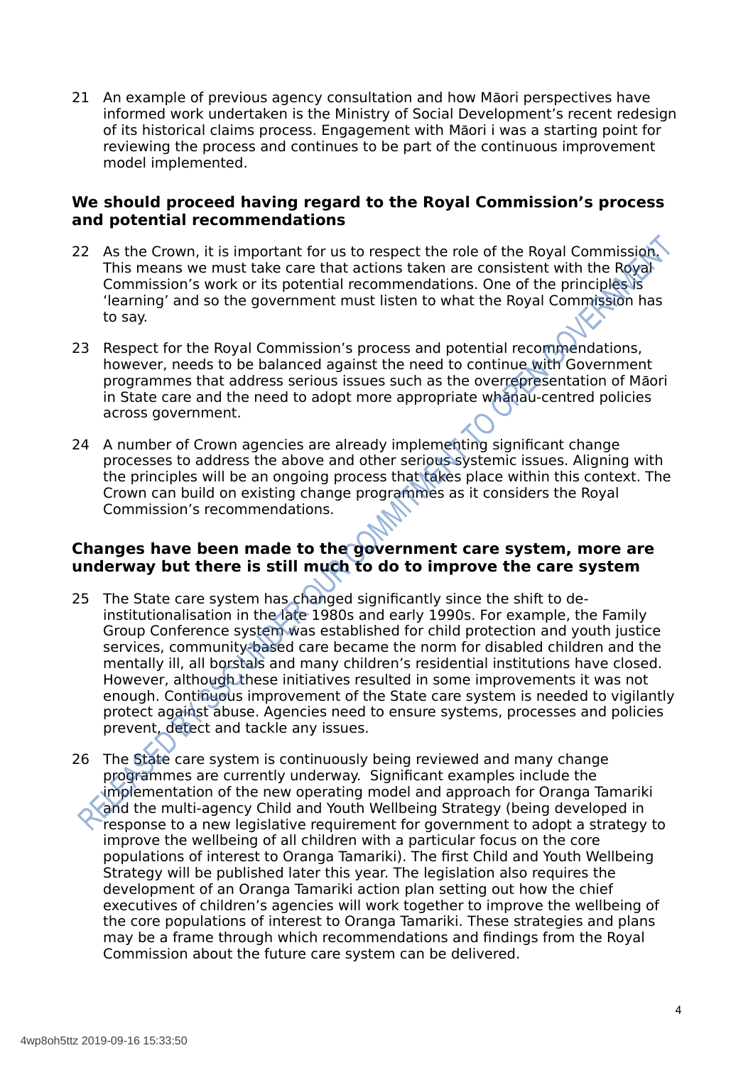21 An example of previous agency consultation and how Māori perspectives have informed work undertaken is the Ministry of Social Development's recent redesign of its historical claims process. Engagement with Māori i was a starting point for reviewing the process and continues to be part of the continuous improvement model implemented.

## We should proceed having regard to the Royal Commission's process and potential recommendations

22 As the Crown, it is important for us to respect the role of the Royal Commission. This means we must take care that actions taken are consistent with the Royal Commission's work or its potential recommendations. One of the principles is 'learning' and so the government must listen to what the Royal Commission has to say.

23 Respect for the Royal Commission's process and potential recommendations, however, needs to be balanced against the need to continue with Government programmes that address serious issues such as the overrepresentation of Māori in State care and the need to adopt more appropriate whānau-centred policies across government.

24 A number of Crown agencies are already implementing significant change processes to address the above and other serious systemic issues. Aligning with the principles will be an ongoing process that takes place within this context. The Crown can build on existing change programmes as it considers the Royal Commission's recommendations.

## Changes have been made to the government care system, more are underway but there is still much to do to improve the care system

25 The State care system has changed significantly since the shift to de-institutionalisation in the late 1980s and early 1990s. For example, the Family Group Conference system was established for child protection and youth justice services, community-based care became the norm for disabled children and the mentally ill, all borstals and many children's residential institutions have closed. However, although these initiatives resulted in some improvements it was not enough. Continuous improvement of the State care system is needed to vigilantly protect against abuse. Agencies need to ensure systems, processes and policies prevent, detect and tackle any issues.

26 The State care system is continuously being reviewed and many change programmes are currently underway. Significant examples include the implementation of the new operating model and approach for Oranga Tamariki and the multi-agency Child and Youth Wellbeing Strategy (being developed in response to a new legislative requirement for government to adopt a strategy to improve the wellbeing of all children with a particular focus on the core populations of interest to Oranga Tamariki). The first Child and Youth Wellbeing Strategy will be published later this year. The legislation also requires the development of an Oranga Tamariki action plan setting out how the chief executives of children's agencies will work together to improve the wellbeing of the core populations of interest to Oranga Tamariki. These strategies and plans may be a frame through which recommendations and findings from the Royal Commission about the future care system can be delivered.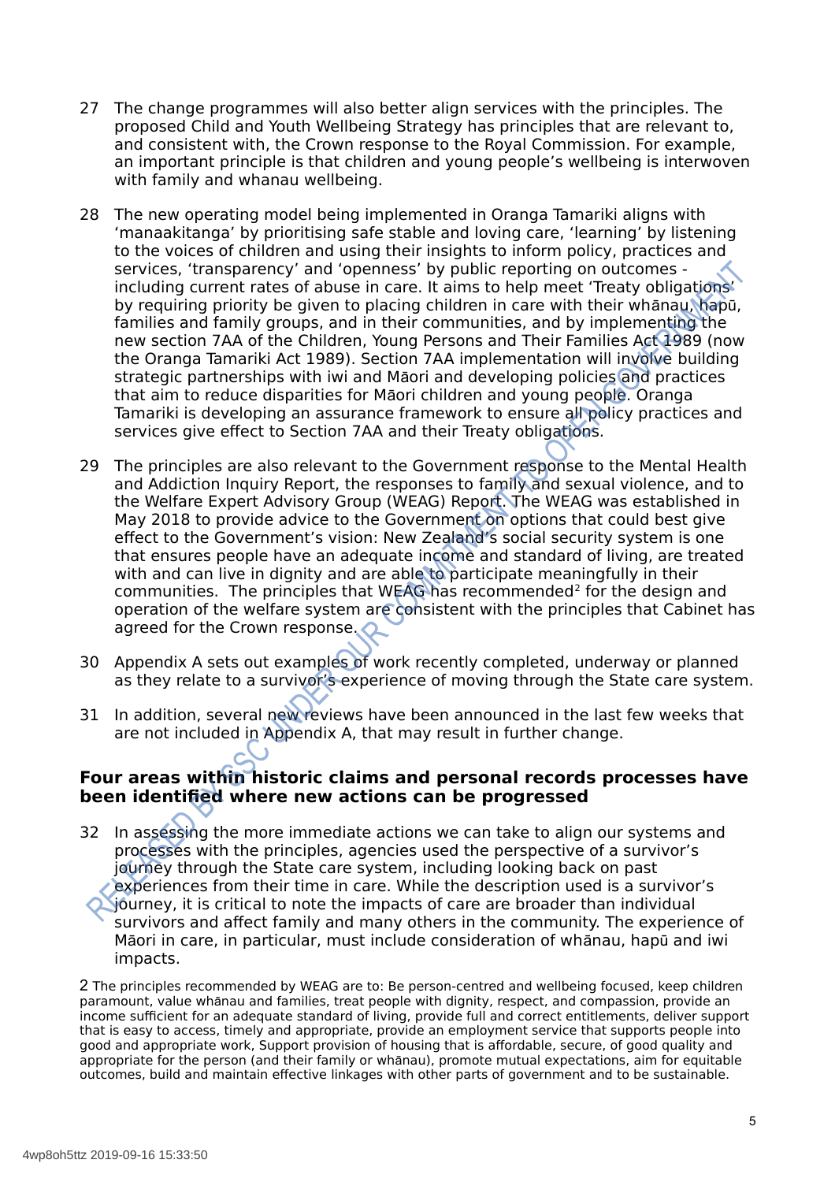27 The change programmes will also better align services with the principles. The proposed Child and Youth Wellbeing Strategy has principles that are relevant to, and consistent with, the Crown response to the Royal Commission. For example, an important principle is that children and young people's wellbeing is interwoven with family and whanau wellbeing.

28 The new operating model being implemented in Oranga Tamariki aligns with 'manaakitanga' by prioritising safe stable and loving care, 'learning' by listening to the voices of children and using their insights to inform policy, practices and services, 'transparency' and 'openness' by public reporting on outcomes - including current rates of abuse in care. It aims to help meet 'Treaty obligations' by requiring priority be given to placing children in care with their whānau, hapū, families and family groups, and in their communities, and by implementing the new section 7AA of the Children, Young Persons and Their Families Act 1989 (now the Oranga Tamariki Act 1989). Section 7AA implementation will involve building strategic partnerships with iwi and Māori and developing policies and practices that aim to reduce disparities for Māori children and young people. Oranga Tamariki is developing an assurance framework to ensure all policy practices and services give effect to Section 7AA and their Treaty obligations.

29 The principles are also relevant to the Government response to the Mental Health and Addiction Inquiry Report, the responses to family and sexual violence, and to the Welfare Expert Advisory Group (WEAG) Report. The WEAG was established in May 2018 to provide advice to the Government on options that could best give effect to the Government's vision: New Zealand's social security system is one that ensures people have an adequate income and standard of living, are treated with and can live in dignity and are able to participate meaningfully in their communities. The principles that WEAG has recommended[2] for the design and operation of the welfare system are consistent with the principles that Cabinet has agreed for the Crown response.

30 Appendix A sets out examples of work recently completed, underway or planned as they relate to a survivor's experience of moving through the State care system.

31 In addition, several new reviews have been announced in the last few weeks that are not included in Appendix A, that may result in further change.

### Four areas within historic claims and personal records processes have been identified where new actions can be progressed

32 In assessing the more immediate actions we can take to align our systems and processes with the principles, agencies used the perspective of a survivor's journey through the State care system, including looking back on past experiences from their time in care. While the description used is a survivor's journey, it is critical to note the impacts of care are broader than individual survivors and affect family and many others in the community. The experience of Māori in care, in particular, must include consideration of whānau, hapū and iwi impacts.

2 The principles recommended by WEAG are to: Be person-centred and wellbeing focused, keep children paramount, value whānau and families, treat people with dignity, respect, and compassion, provide an income sufficient for an adequate standard of living, provide full and correct entitlements, deliver support that is easy to access, timely and appropriate, provide an employment service that supports people into good and appropriate work, Support provision of housing that is affordable, secure, of good quality and appropriate for the person (and their family or whānau), promote mutual expectations, aim for equitable outcomes, build and maintain effective linkages with other parts of government and to be sustainable.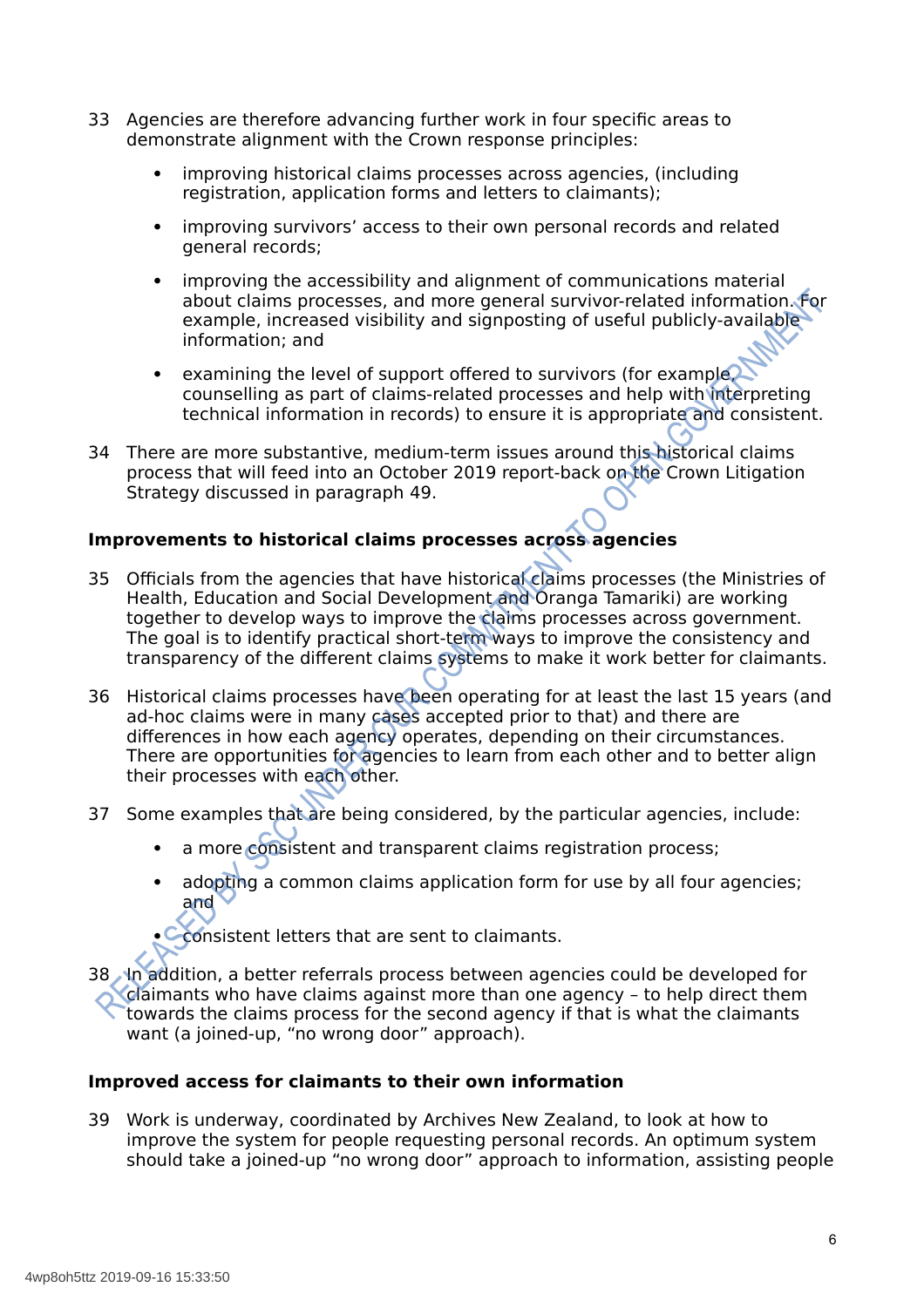33 Agencies are therefore advancing further work in four specific areas to demonstrate alignment with the Crown response principles:

- improving historical claims processes across agencies, (including registration, application forms and letters to claimants);
- improving survivors' access to their own personal records and related general records;
- improving the accessibility and alignment of communications material about claims processes, and more general survivor-related information. For example, increased visibility and signposting of useful publicly-available information; and
- examining the level of support offered to survivors (for example counselling as part of claims-related processes and help with interpreting technical information in records) to ensure it is appropriate and consistent.

34 There are more substantive, medium-term issues around this historical claims process that will feed into an October 2019 report-back on the Crown Litigation Strategy discussed in paragraph 49.

**Improvements to historical claims processes across agencies**

35 Officials from the agencies that have historical claims processes (the Ministries of Health, Education and Social Development and Oranga Tamariki) are working together to develop ways to improve the claims processes across government. The goal is to identify practical short-term ways to improve the consistency and transparency of the different claims systems to make it work better for claimants.

36 Historical claims processes have been operating for at least the last 15 years (and ad-hoc claims were in many cases accepted prior to that) and there are differences in how each agency operates, depending on their circumstances. There are opportunities for agencies to learn from each other and to better align their processes with each other.

37 Some examples that are being considered, by the particular agencies, include:

- a more consistent and transparent claims registration process;
- adopting a common claims application form for use by all four agencies; and
- consistent letters that are sent to claimants.

38 In addition, a better referrals process between agencies could be developed for claimants who have claims against more than one agency – to help direct them towards the claims process for the second agency if that is what the claimants want (a joined-up, "no wrong door" approach).

**Improved access for claimants to their own information**

39 Work is underway, coordinated by Archives New Zealand, to look at how to improve the system for people requesting personal records. An optimum system should take a joined-up "no wrong door" approach to information, assisting people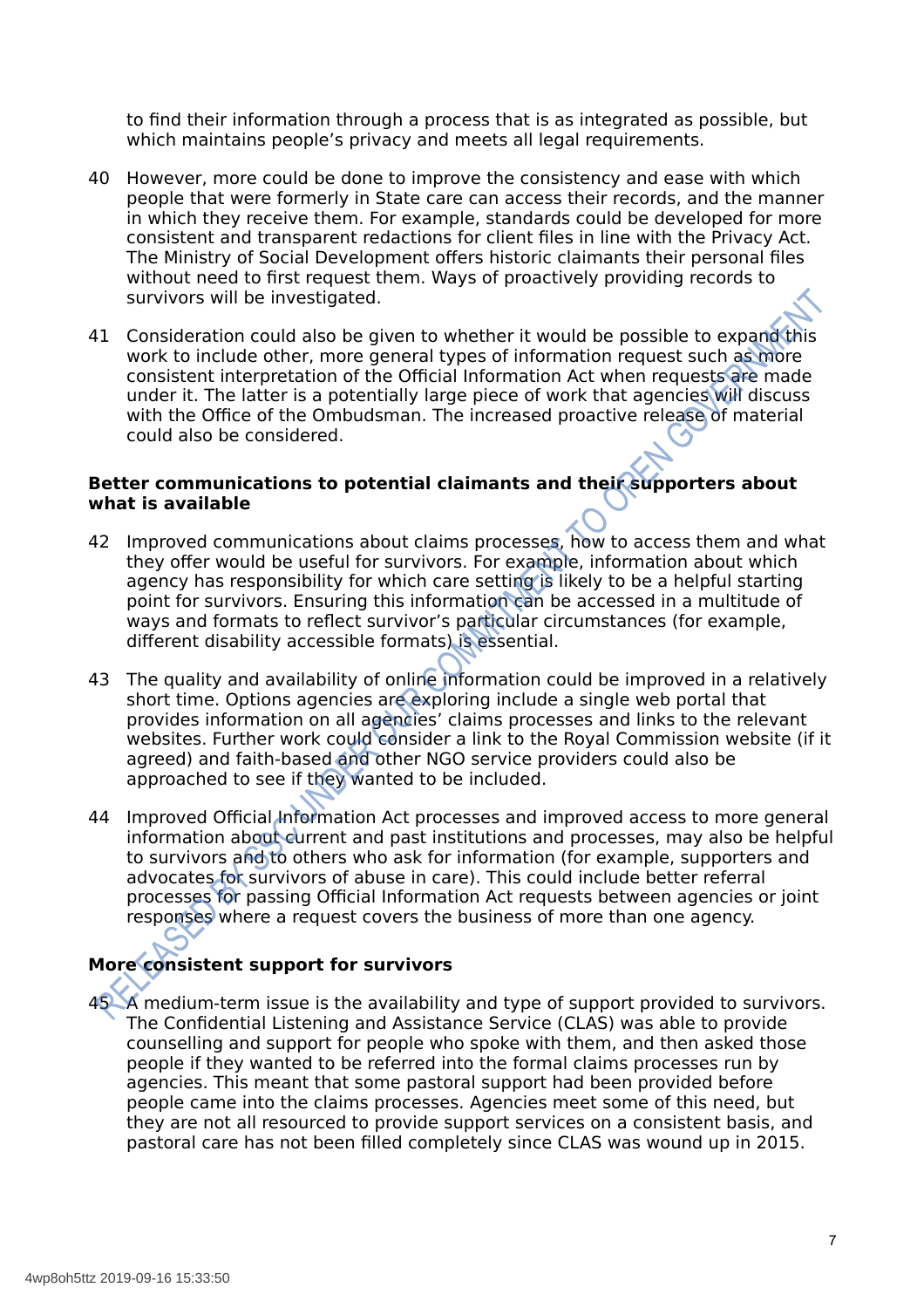to find their information through a process that is as integrated as possible, but which maintains people's privacy and meets all legal requirements.

40 However, more could be done to improve the consistency and ease with which people that were formerly in State care can access their records, and the manner in which they receive them. For example, standards could be developed for more consistent and transparent redactions for client files in line with the Privacy Act. The Ministry of Social Development offers historic claimants their personal files without need to first request them. Ways of proactively providing records to survivors will be investigated.

41 Consideration could also be given to whether it would be possible to expand this work to include other, more general types of information request such as more consistent interpretation of the Official Information Act when requests are made under it. The latter is a potentially large piece of work that agencies will discuss with the Office of the Ombudsman. The increased proactive release of material could also be considered.

**Better communications to potential claimants and their supporters about what is available**

42 Improved communications about claims processes, how to access them and what they offer would be useful for survivors. For example, information about which agency has responsibility for which care setting is likely to be a helpful starting point for survivors. Ensuring this information can be accessed in a multitude of ways and formats to reflect survivor's particular circumstances (for example, different disability accessible formats) is essential.

43 The quality and availability of online information could be improved in a relatively short time. Options agencies are exploring include a single web portal that provides information on all agencies' claims processes and links to the relevant websites. Further work could consider a link to the Royal Commission website (if it agreed) and faith-based and other NGO service providers could also be approached to see if they wanted to be included.

44 Improved Official Information Act processes and improved access to more general information about current and past institutions and processes, may also be helpful to survivors and to others who ask for information (for example, supporters and advocates for survivors of abuse in care). This could include better referral processes for passing Official Information Act requests between agencies or joint responses where a request covers the business of more than one agency.

**More consistent support for survivors**

45 A medium-term issue is the availability and type of support provided to survivors. The Confidential Listening and Assistance Service (CLAS) was able to provide counselling and support for people who spoke with them, and then asked those people if they wanted to be referred into the formal claims processes run by agencies. This meant that some pastoral support had been provided before people came into the claims processes. Agencies meet some of this need, but they are not all resourced to provide support services on a consistent basis, and pastoral care has not been filled completely since CLAS was wound up in 2015.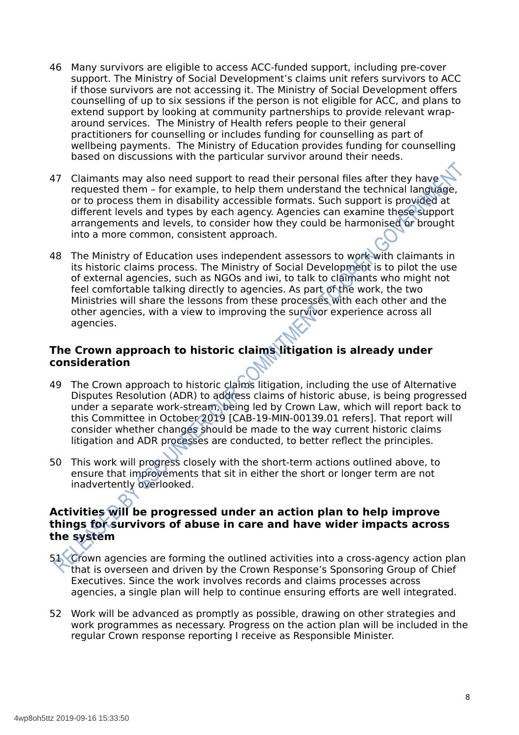46 Many survivors are eligible to access ACC-funded support, including pre-cover support. The Ministry of Social Development's claims unit refers survivors to ACC if those survivors are not accessing it. The Ministry of Social Development offers counselling of up to six sessions if the person is not eligible for ACC, and plans to extend support by looking at community partnerships to provide relevant wrap-around services. The Ministry of Health refers people to their general practitioners for counselling or includes funding for counselling as part of wellbeing payments. The Ministry of Education provides funding for counselling based on discussions with the particular survivor around their needs.

47 Claimants may also need support to read their personal files after they have requested them – for example, to help them understand the technical language, or to process them in disability accessible formats. Such support is provided at different levels and types by each agency. Agencies can examine these support arrangements and levels, to consider how they could be harmonised or brought into a more common, consistent approach.

48 The Ministry of Education uses independent assessors to work with claimants in its historic claims process. The Ministry of Social Development is to pilot the use of external agencies, such as NGOs and iwi, to talk to claimants who might not feel comfortable talking directly to agencies. As part of the work, the two Ministries will share the lessons from these processes with each other and the other agencies, with a view to improving the survivor experience across all agencies.

### The Crown approach to historic claims litigation is already under consideration

49 The Crown approach to historic claims litigation, including the use of Alternative Disputes Resolution (ADR) to address claims of historic abuse, is being progressed under a separate work-stream, being led by Crown Law, which will report back to this Committee in October 2019 [CAB-19-MIN-00139.01 refers]. That report will consider whether changes should be made to the way current historic claims litigation and ADR processes are conducted, to better reflect the principles.

50 This work will progress closely with the short-term actions outlined above, to ensure that improvements that sit in either the short or longer term are not inadvertently overlooked.

### Activities will be progressed under an action plan to help improve things for survivors of abuse in care and have wider impacts across the system

51 Crown agencies are forming the outlined activities into a cross-agency action plan that is overseen and driven by the Crown Response's Sponsoring Group of Chief Executives. Since the work involves records and claims processes across agencies, a single plan will help to continue ensuring efforts are well integrated.

52 Work will be advanced as promptly as possible, drawing on other strategies and work programmes as necessary. Progress on the action plan will be included in the regular Crown response reporting I receive as Responsible Minister.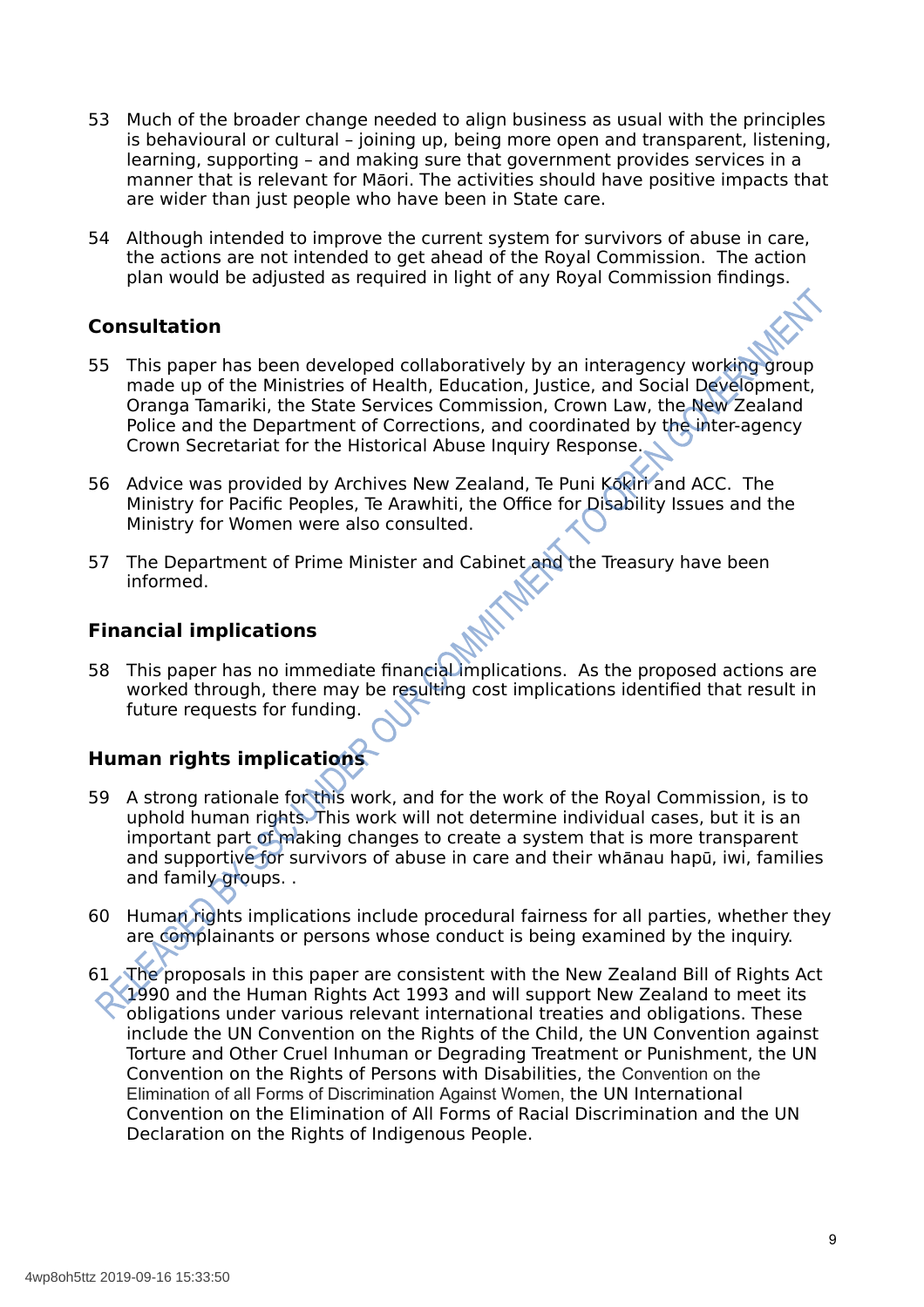53 Much of the broader change needed to align business as usual with the principles is behavioural or cultural – joining up, being more open and transparent, listening, learning, supporting – and making sure that government provides services in a manner that is relevant for Māori. The activities should have positive impacts that are wider than just people who have been in State care.

54 Although intended to improve the current system for survivors of abuse in care, the actions are not intended to get ahead of the Royal Commission. The action plan would be adjusted as required in light of any Royal Commission findings.

## Consultation

55 This paper has been developed collaboratively by an interagency working group made up of the Ministries of Health, Education, Justice, and Social Development, Oranga Tamariki, the State Services Commission, Crown Law, the New Zealand Police and the Department of Corrections, and coordinated by the inter-agency Crown Secretariat for the Historical Abuse Inquiry Response.

56 Advice was provided by Archives New Zealand, Te Puni Kōkiri and ACC. The Ministry for Pacific Peoples, Te Arawhiti, the Office for Disability Issues and the Ministry for Women were also consulted.

57 The Department of Prime Minister and Cabinet and the Treasury have been informed.

## Financial implications

58 This paper has no immediate financial implications. As the proposed actions are worked through, there may be resulting cost implications identified that result in future requests for funding.

## Human rights implications

59 A strong rationale for this work, and for the work of the Royal Commission, is to uphold human rights. This work will not determine individual cases, but it is an important part of making changes to create a system that is more transparent and supportive for survivors of abuse in care and their whānau hapū, iwi, families and family groups. .

60 Human rights implications include procedural fairness for all parties, whether they are complainants or persons whose conduct is being examined by the inquiry.

61 The proposals in this paper are consistent with the New Zealand Bill of Rights Act 1990 and the Human Rights Act 1993 and will support New Zealand to meet its obligations under various relevant international treaties and obligations. These include the UN Convention on the Rights of the Child, the UN Convention against Torture and Other Cruel Inhuman or Degrading Treatment or Punishment, the UN Convention on the Rights of Persons with Disabilities, the Convention on the Elimination of all Forms of Discrimination Against Women, the UN International Convention on the Elimination of All Forms of Racial Discrimination and the UN Declaration on the Rights of Indigenous People.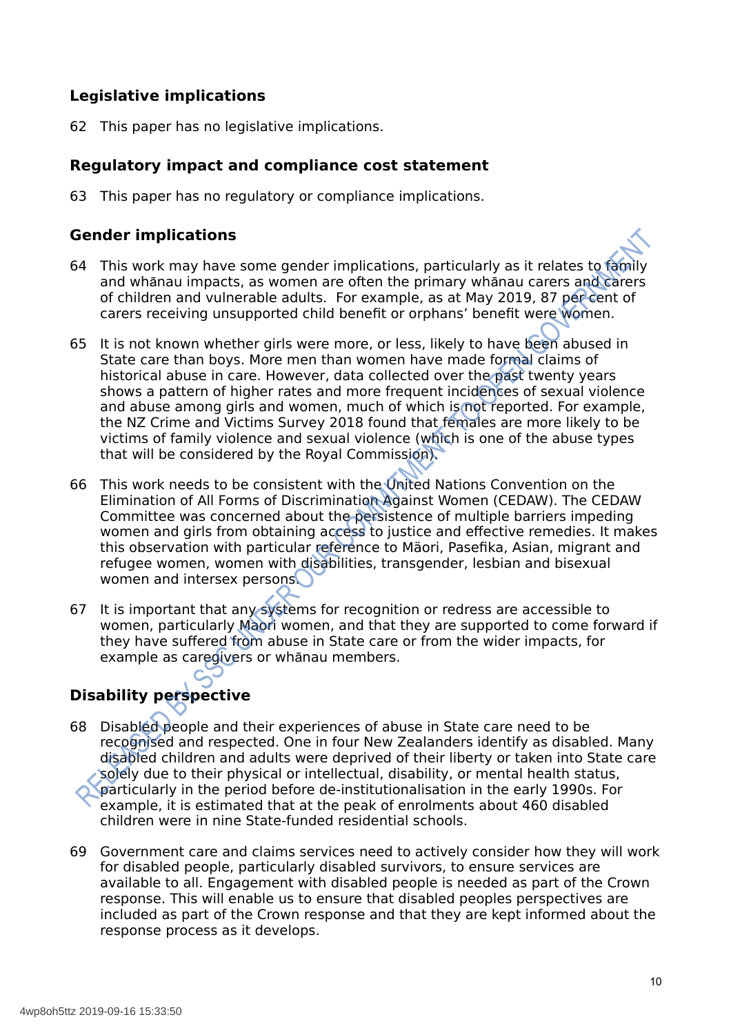## Legislative implications

62 This paper has no legislative implications.

## Regulatory impact and compliance cost statement

63 This paper has no regulatory or compliance implications.

## Gender implications

64 This work may have some gender implications, particularly as it relates to family and whānau impacts, as women are often the primary whānau carers and carers of children and vulnerable adults. For example, as at May 2019, 87 per cent of carers receiving unsupported child benefit or orphans' benefit were women.

65 It is not known whether girls were more, or less, likely to have been abused in State care than boys. More men than women have made formal claims of historical abuse in care. However, data collected over the past twenty years shows a pattern of higher rates and more frequent incidences of sexual violence and abuse among girls and women, much of which is not reported. For example, the NZ Crime and Victims Survey 2018 found that females are more likely to be victims of family violence and sexual violence (which is one of the abuse types that will be considered by the Royal Commission).

66 This work needs to be consistent with the United Nations Convention on the Elimination of All Forms of Discrimination Against Women (CEDAW). The CEDAW Committee was concerned about the persistence of multiple barriers impeding women and girls from obtaining access to justice and effective remedies. It makes this observation with particular reference to Māori, Pasefika, Asian, migrant and refugee women, women with disabilities, transgender, lesbian and bisexual women and intersex persons.

67 It is important that any systems for recognition or redress are accessible to women, particularly Māori women, and that they are supported to come forward if they have suffered from abuse in State care or from the wider impacts, for example as caregivers or whānau members.

## Disability perspective

68 Disabled people and their experiences of abuse in State care need to be recognised and respected. One in four New Zealanders identify as disabled. Many disabled children and adults were deprived of their liberty or taken into State care solely due to their physical or intellectual, disability, or mental health status, particularly in the period before de-institutionalisation in the early 1990s. For example, it is estimated that at the peak of enrolments about 460 disabled children were in nine State-funded residential schools.

69 Government care and claims services need to actively consider how they will work for disabled people, particularly disabled survivors, to ensure services are available to all. Engagement with disabled people is needed as part of the Crown response. This will enable us to ensure that disabled peoples perspectives are included as part of the Crown response and that they are kept informed about the response process as it develops.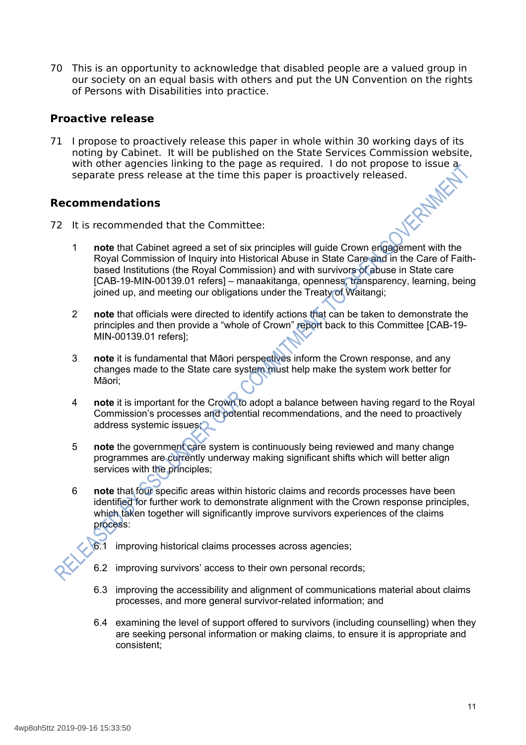70 This is an opportunity to acknowledge that disabled people are a valued group in our society on an equal basis with others and put the UN Convention on the rights of Persons with Disabilities into practice.

## Proactive release

71 I propose to proactively release this paper in whole within 30 working days of its noting by Cabinet. It will be published on the State Services Commission website, with other agencies linking to the page as required. I do not propose to issue a separate press release at the time this paper is proactively released.

## Recommendations

72 It is recommended that the Committee:

1. **note** that Cabinet agreed a set of six principles will guide Crown engagement with the Royal Commission of Inquiry into Historical Abuse in State Care and in the Care of Faith-based Institutions (the Royal Commission) and with survivors of abuse in State care [CAB-19-MIN-00139.01 refers] – manaakitanga, openness, transparency, learning, being joined up, and meeting our obligations under the Treaty of Waitangi;

2. **note** that officials were directed to identify actions that can be taken to demonstrate the principles and then provide a "whole of Crown" report back to this Committee [CAB-19-MIN-00139.01 refers];

3. **note** it is fundamental that Māori perspectives inform the Crown response, and any changes made to the State care system must help make the system work better for Māori;

4. **note** it is important for the Crown to adopt a balance between having regard to the Royal Commission's processes and potential recommendations, and the need to proactively address systemic issues;

5. **note** the government care system is continuously being reviewed and many change programmes are currently underway making significant shifts which will better align services with the principles;

6. **note** that four specific areas within historic claims and records processes have been identified for further work to demonstrate alignment with the Crown response principles, which taken together will significantly improve survivors experiences of the claims process:

   6.1 improving historical claims processes across agencies;

   6.2 improving survivors' access to their own personal records;

   6.3 improving the accessibility and alignment of communications material about claims processes, and more general survivor-related information; and

   6.4 examining the level of support offered to survivors (including counselling) when they are seeking personal information or making claims, to ensure it is appropriate and consistent;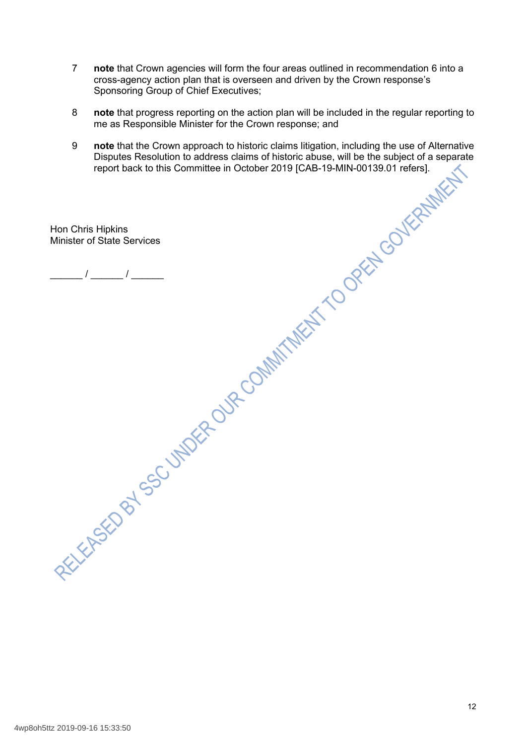7 **note** that Crown agencies will form the four areas outlined in recommendation 6 into a cross-agency action plan that is overseen and driven by the Crown response's Sponsoring Group of Chief Executives;

8 **note** that progress reporting on the action plan will be included in the regular reporting to me as Responsible Minister for the Crown response; and

9 **note** that the Crown approach to historic claims litigation, including the use of Alternative Disputes Resolution to address claims of historic abuse, will be the subject of a separate report back to this Committee in October 2019 [CAB-19-MIN-00139.01 refers].

Hon Chris Hipkins
Minister of State Services

______ / ______ / ______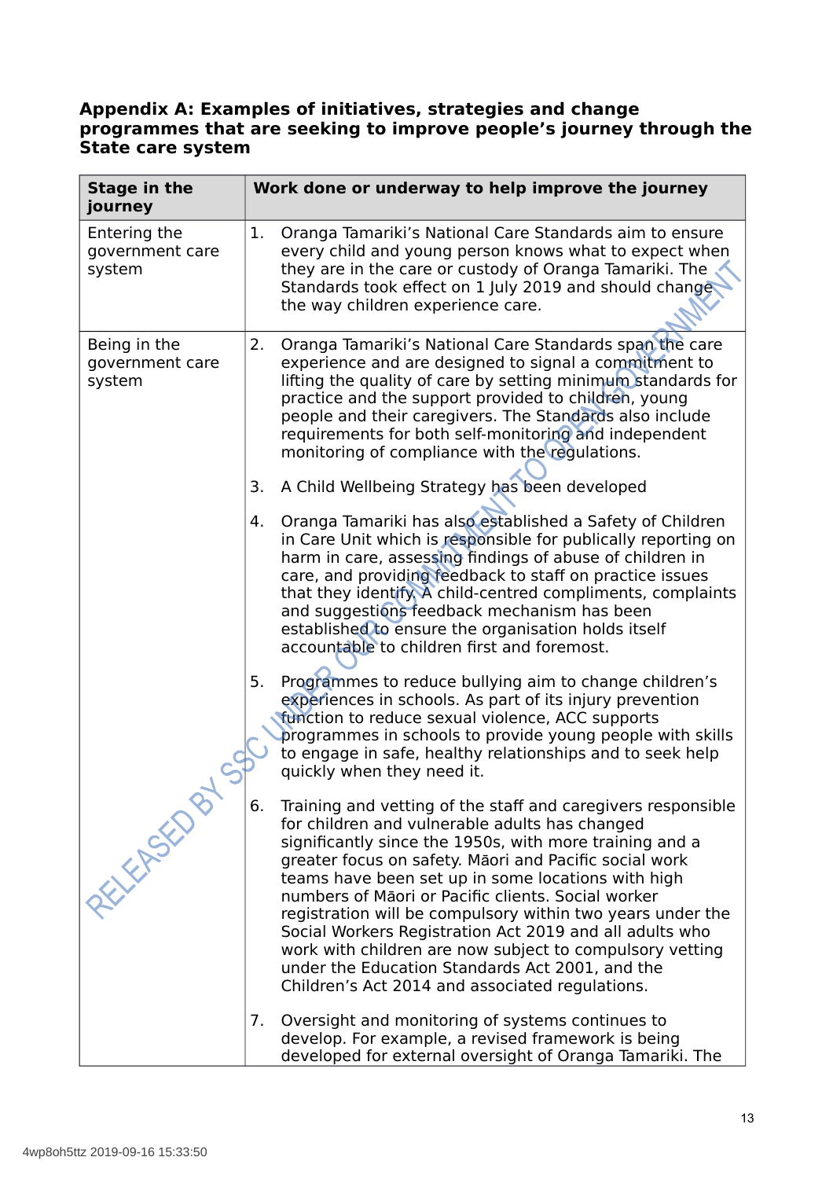**Appendix A: Examples of initiatives, strategies and change programmes that are seeking to improve people's journey through the State care system**

| Stage in the journey | Work done or underway to help improve the journey |
|---|---|
| Entering the government care system | 1. Oranga Tamariki's National Care Standards aim to ensure every child and young person knows what to expect when they are in the care or custody of Oranga Tamariki. The Standards took effect on 1 July 2019 and should change the way children experience care. |
| Being in the government care system | 2. Oranga Tamariki's National Care Standards span the care experience and are designed to signal a commitment to lifting the quality of care by setting minimum standards for practice and the support provided to children, young people and their caregivers. The Standards also include requirements for both self-monitoring and independent monitoring of compliance with the regulations.<br><br>3. A Child Wellbeing Strategy has been developed<br><br>4. Oranga Tamariki has also established a Safety of Children in Care Unit which is responsible for publically reporting on harm in care, assessing findings of abuse of children in care, and providing feedback to staff on practice issues that they identify. A child-centred compliments, complaints and suggestions feedback mechanism has been established to ensure the organisation holds itself accountable to children first and foremost.<br><br>5. Programmes to reduce bullying aim to change children's experiences in schools. As part of its injury prevention function to reduce sexual violence, ACC supports programmes in schools to provide young people with skills to engage in safe, healthy relationships and to seek help quickly when they need it.<br><br>6. Training and vetting of the staff and caregivers responsible for children and vulnerable adults has changed significantly since the 1950s, with more training and a greater focus on safety. Māori and Pacific social work teams have been set up in some locations with high numbers of Māori or Pacific clients. Social worker registration will be compulsory within two years under the Social Workers Registration Act 2019 and all adults who work with children are now subject to compulsory vetting under the Education Standards Act 2001, and the Children's Act 2014 and associated regulations.<br><br>7. Oversight and monitoring of systems continues to develop. For example, a revised framework is being developed for external oversight of Oranga Tamariki. The |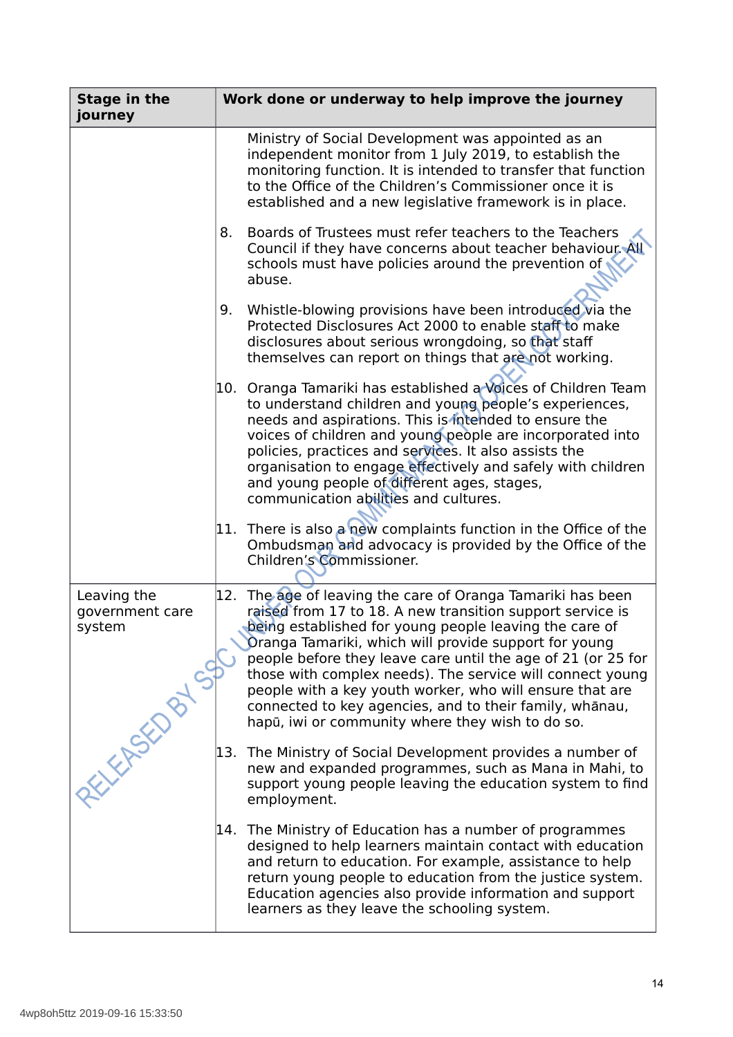| Stage in the journey | Work done or underway to help improve the journey |
|---|---|
| | Ministry of Social Development was appointed as an independent monitor from 1 July 2019, to establish the monitoring function. It is intended to transfer that function to the Office of the Children's Commissioner once it is established and a new legislative framework is in place. |
| | 8. Boards of Trustees must refer teachers to the Teachers Council if they have concerns about teacher behaviour. All schools must have policies around the prevention of abuse. |
| | 9. Whistle-blowing provisions have been introduced via the Protected Disclosures Act 2000 to enable staff to make disclosures about serious wrongdoing, so that staff themselves can report on things that are not working. |
| | 10. Oranga Tamariki has established a Voices of Children Team to understand children and young people's experiences, needs and aspirations. This is intended to ensure the voices of children and young people are incorporated into policies, practices and services. It also assists the organisation to engage effectively and safely with children and young people of different ages, stages, communication abilities and cultures. |
| | 11. There is also a new complaints function in the Office of the Ombudsman and advocacy is provided by the Office of the Children's Commissioner. |
| Leaving the government care system | 12. The age of leaving the care of Oranga Tamariki has been raised from 17 to 18. A new transition support service is being established for young people leaving the care of Oranga Tamariki, which will provide support for young people before they leave care until the age of 21 (or 25 for those with complex needs). The service will connect young people with a key youth worker, who will ensure that are connected to key agencies, and to their family, whānau, hapū, iwi or community where they wish to do so. |
| | 13. The Ministry of Social Development provides a number of new and expanded programmes, such as Mana in Mahi, to support young people leaving the education system to find employment. |
| | 14. The Ministry of Education has a number of programmes designed to help learners maintain contact with education and return to education. For example, assistance to help return young people to education from the justice system. Education agencies also provide information and support learners as they leave the schooling system. |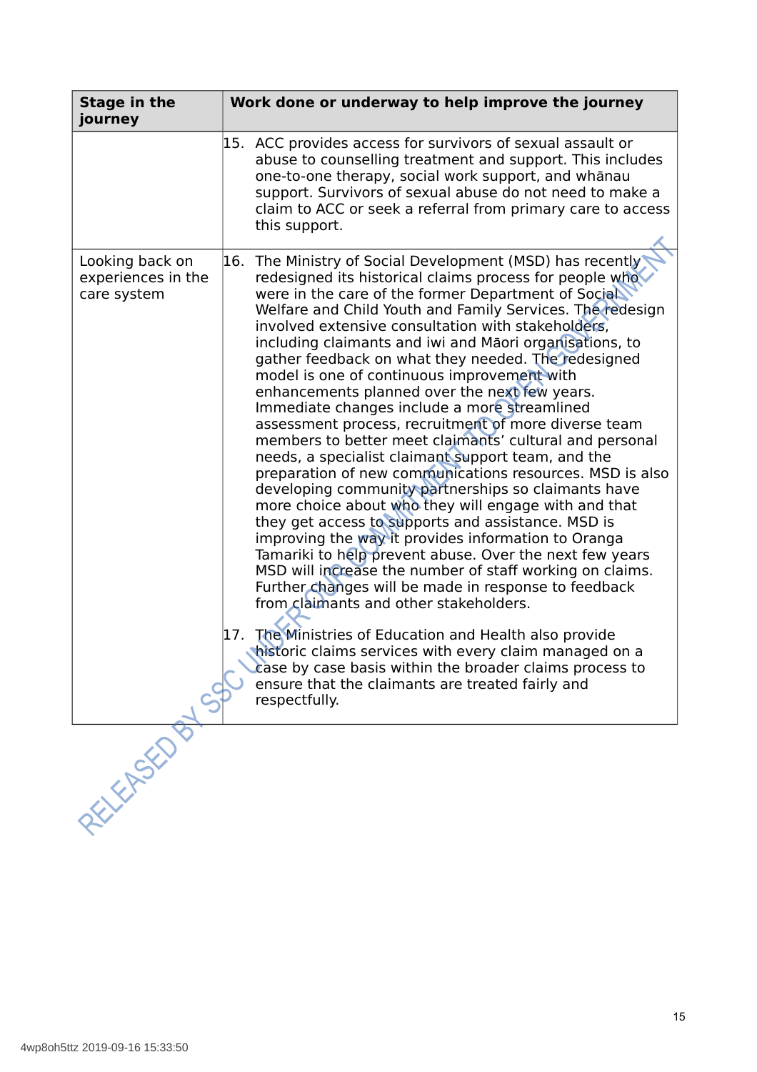| Stage in the journey | Work done or underway to help improve the journey |
|---|---|
| | 15. ACC provides access for survivors of sexual assault or abuse to counselling treatment and support. This includes one-to-one therapy, social work support, and whānau support. Survivors of sexual abuse do not need to make a claim to ACC or seek a referral from primary care to access this support. |
| Looking back on experiences in the care system | 16. The Ministry of Social Development (MSD) has recently redesigned its historical claims process for people who were in the care of the former Department of Social Welfare and Child Youth and Family Services. The redesign involved extensive consultation with stakeholders, including claimants and iwi and Māori organisations, to gather feedback on what they needed. The redesigned model is one of continuous improvement with enhancements planned over the next few years. Immediate changes include a more streamlined assessment process, recruitment of more diverse team members to better meet claimants' cultural and personal needs, a specialist claimant support team, and the preparation of new communications resources. MSD is also developing community partnerships so claimants have more choice about who they will engage with and that they get access to supports and assistance. MSD is improving the way it provides information to Oranga Tamariki to help prevent abuse. Over the next few years MSD will increase the number of staff working on claims. Further changes will be made in response to feedback from claimants and other stakeholders.<br><br>17. The Ministries of Education and Health also provide historic claims services with every claim managed on a case by case basis within the broader claims process to ensure that the claimants are treated fairly and respectfully. |

RELEASED BY SSC UNDER OUR COMMITMENT TO OPEN GOVERNMENT

4wp8oh5ttz 2019-09-16 15:33:50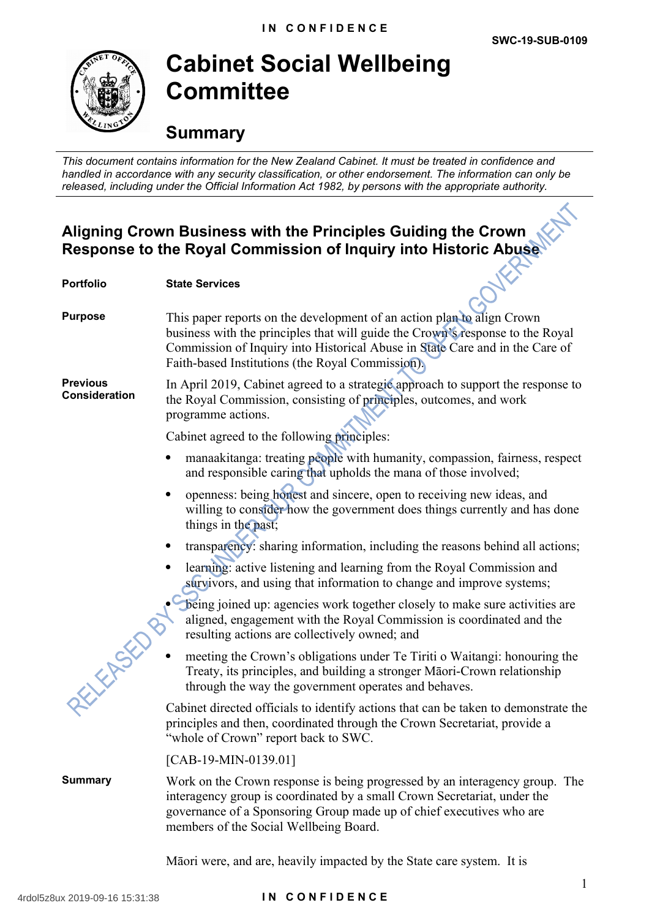# Cabinet Social Wellbeing Committee

## Summary

*This document contains information for the New Zealand Cabinet. It must be treated in confidence and handled in accordance with any security classification, or other endorsement. The information can only be released, including under the Official Information Act 1982, by persons with the appropriate authority.*

### Aligning Crown Business with the Principles Guiding the Crown Response to the Royal Commission of Inquiry into Historic Abuse

**Portfolio** State Services

**Purpose**

This paper reports on the development of an action plan to align Crown business with the principles that will guide the Crown's response to the Royal Commission of Inquiry into Historical Abuse in State Care and in the Care of Faith-based Institutions (the Royal Commission).

**Previous Consideration**

In April 2019, Cabinet agreed to a strategic approach to support the response to the Royal Commission, consisting of principles, outcomes, and work programme actions.

Cabinet agreed to the following principles:

- manaakitanga: treating people with humanity, compassion, fairness, respect and responsible caring that upholds the mana of those involved;
- openness: being honest and sincere, open to receiving new ideas, and willing to consider how the government does things currently and has done things in the past;
- transparency: sharing information, including the reasons behind all actions;
- learning: active listening and learning from the Royal Commission and survivors, and using that information to change and improve systems;
- being joined up: agencies work together closely to make sure activities are aligned, engagement with the Royal Commission is coordinated and the resulting actions are collectively owned; and
- meeting the Crown's obligations under Te Tiriti o Waitangi: honouring the Treaty, its principles, and building a stronger Māori-Crown relationship through the way the government operates and behaves.

Cabinet directed officials to identify actions that can be taken to demonstrate the principles and then, coordinated through the Crown Secretariat, provide a "whole of Crown" report back to SWC.

[CAB-19-MIN-0139.01]

**Summary**

Work on the Crown response is being progressed by an interagency group. The interagency group is coordinated by a small Crown Secretariat, under the governance of a Sponsoring Group made up of chief executives who are members of the Social Wellbeing Board.

Māori were, and are, heavily impacted by the State care system. It is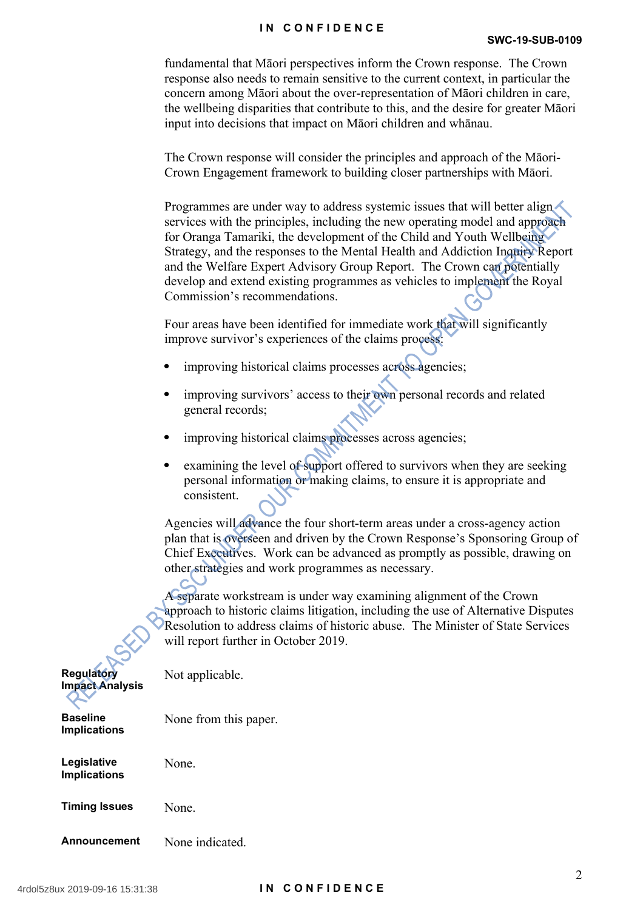fundamental that Māori perspectives inform the Crown response. The Crown response also needs to remain sensitive to the current context, in particular the concern among Māori about the over-representation of Māori children in care, the wellbeing disparities that contribute to this, and the desire for greater Māori input into decisions that impact on Māori children and whānau.

The Crown response will consider the principles and approach of the Māori-Crown Engagement framework to building closer partnerships with Māori.

Programmes are under way to address systemic issues that will better align services with the principles, including the new operating model and approach for Oranga Tamariki, the development of the Child and Youth Wellbeing Strategy, and the responses to the Mental Health and Addiction Inquiry Report and the Welfare Expert Advisory Group Report. The Crown can potentially develop and extend existing programmes as vehicles to implement the Royal Commission's recommendations.

Four areas have been identified for immediate work that will significantly improve survivor's experiences of the claims process:

- improving historical claims processes across agencies;
- improving survivors' access to their own personal records and related general records;
- improving historical claims processes across agencies;
- examining the level of support offered to survivors when they are seeking personal information or making claims, to ensure it is appropriate and consistent.

Agencies will advance the four short-term areas under a cross-agency action plan that is overseen and driven by the Crown Response's Sponsoring Group of Chief Executives. Work can be advanced as promptly as possible, drawing on other strategies and work programmes as necessary.

A separate workstream is under way examining alignment of the Crown approach to historic claims litigation, including the use of Alternative Disputes Resolution to address claims of historic abuse. The Minister of State Services will report further in October 2019.

**Regulatory Impact Analysis** Not applicable.

**Baseline Implications** None from this paper.

**Legislative Implications** None.

**Timing Issues** None.

**Announcement** None indicated.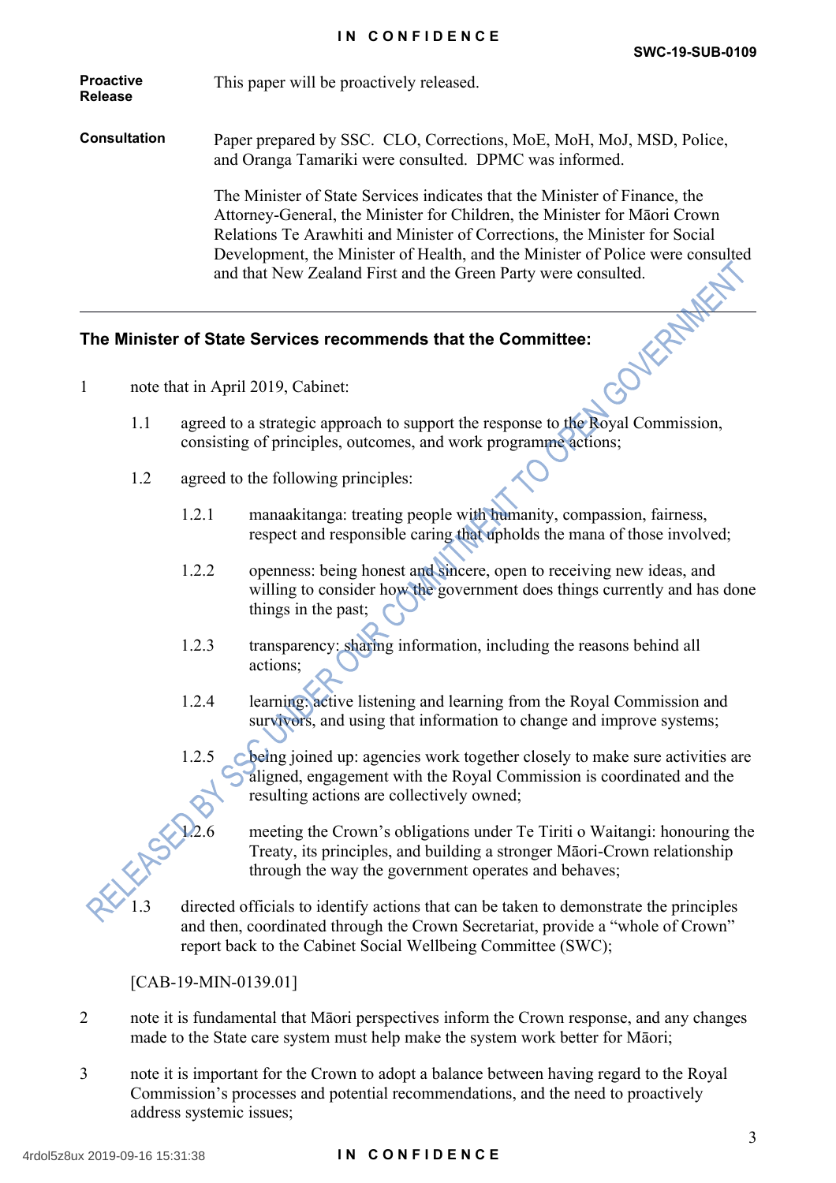| | |
|---|---|
| **Proactive Release** | This paper will be proactively released. |
| **Consultation** | Paper prepared by SSC. CLO, Corrections, MoE, MoH, MoJ, MSD, Police, and Oranga Tamariki were consulted. DPMC was informed.<br><br>The Minister of State Services indicates that the Minister of Finance, the Attorney-General, the Minister for Children, the Minister for Māori Crown Relations Te Arawhiti and Minister of Corrections, the Minister for Social Development, the Minister of Health, and the Minister of Police were consulted and that New Zealand First and the Green Party were consulted. |

---

**The Minister of State Services recommends that the Committee:**

1 note that in April 2019, Cabinet:

 1.1 agreed to a strategic approach to support the response to the Royal Commission, consisting of principles, outcomes, and work programme actions;

 1.2 agreed to the following principles:

  1.2.1 manaakitanga: treating people with humanity, compassion, fairness, respect and responsible caring that upholds the mana of those involved;

  1.2.2 openness: being honest and sincere, open to receiving new ideas, and willing to consider how the government does things currently and has done things in the past;

  1.2.3 transparency: sharing information, including the reasons behind all actions;

  1.2.4 learning: active listening and learning from the Royal Commission and survivors, and using that information to change and improve systems;

  1.2.5 being joined up: agencies work together closely to make sure activities are aligned, engagement with the Royal Commission is coordinated and the resulting actions are collectively owned;

  1.2.6 meeting the Crown's obligations under Te Tiriti o Waitangi: honouring the Treaty, its principles, and building a stronger Māori-Crown relationship through the way the government operates and behaves;

 1.3 directed officials to identify actions that can be taken to demonstrate the principles and then, coordinated through the Crown Secretariat, provide a "whole of Crown" report back to the Cabinet Social Wellbeing Committee (SWC);

 [CAB-19-MIN-0139.01]

2 note it is fundamental that Māori perspectives inform the Crown response, and any changes made to the State care system must help make the system work better for Māori;

3 note it is important for the Crown to adopt a balance between having regard to the Royal Commission's processes and potential recommendations, and the need to proactively address systemic issues;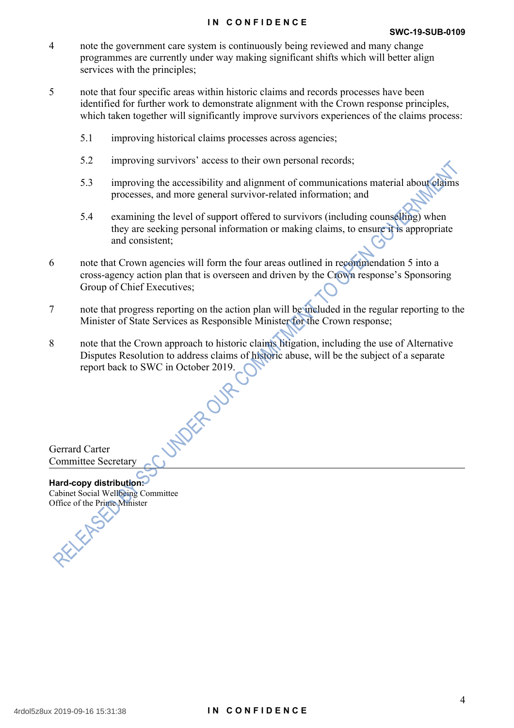4 note the government care system is continuously being reviewed and many change programmes are currently under way making significant shifts which will better align services with the principles;

5 note that four specific areas within historic claims and records processes have been identified for further work to demonstrate alignment with the Crown response principles, which taken together will significantly improve survivors experiences of the claims process:

   5.1 improving historical claims processes across agencies;

   5.2 improving survivors' access to their own personal records;

   5.3 improving the accessibility and alignment of communications material about claims processes, and more general survivor-related information; and

   5.4 examining the level of support offered to survivors (including counselling) when they are seeking personal information or making claims, to ensure it is appropriate and consistent;

6 note that Crown agencies will form the four areas outlined in recommendation 5 into a cross-agency action plan that is overseen and driven by the Crown response's Sponsoring Group of Chief Executives;

7 note that progress reporting on the action plan will be included in the regular reporting to the Minister of State Services as Responsible Minister for the Crown response;

8 note that the Crown approach to historic claims litigation, including the use of Alternative Disputes Resolution to address claims of historic abuse, will be the subject of a separate report back to SWC in October 2019.

Gerrard Carter
Committee Secretary

**Hard-copy distribution:**
Cabinet Social Wellbeing Committee
Office of the Prime Minister

RELEASED BY SSC UNDER OUR COMMITMENT TO OPEN GOVERNMENT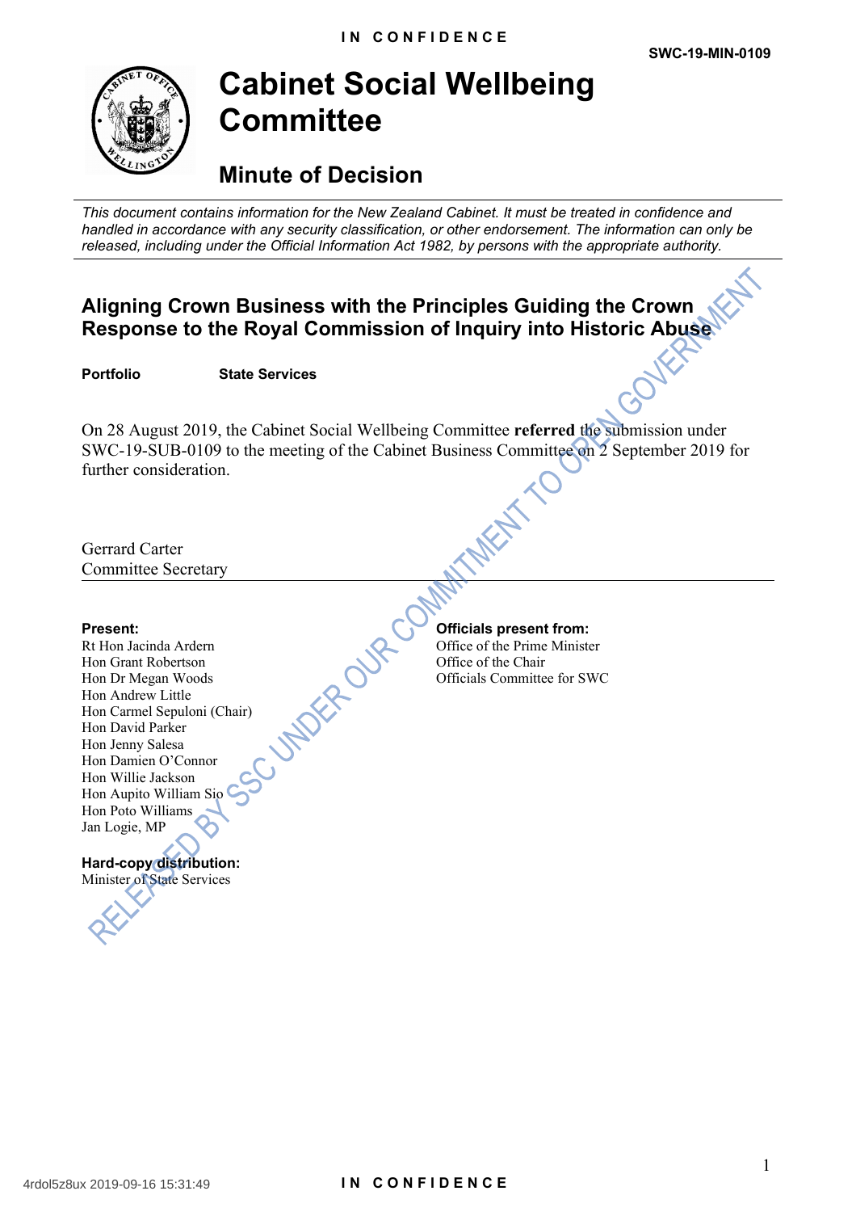IN CONFIDENCE

SWC-19-MIN-0109

# Cabinet Social Wellbeing Committee

## Minute of Decision

*This document contains information for the New Zealand Cabinet. It must be treated in confidence and handled in accordance with any security classification, or other endorsement. The information can only be released, including under the Official Information Act 1982, by persons with the appropriate authority.*

### Aligning Crown Business with the Principles Guiding the Crown Response to the Royal Commission of Inquiry into Historic Abuse

**Portfolio** State Services

On 28 August 2019, the Cabinet Social Wellbeing Committee **referred** the submission under SWC-19-SUB-0109 to the meeting of the Cabinet Business Committee on 2 September 2019 for further consideration.

Gerrard Carter
Committee Secretary

**Present:**
Rt Hon Jacinda Ardern
Hon Grant Robertson
Hon Dr Megan Woods
Hon Andrew Little
Hon Carmel Sepuloni (Chair)
Hon David Parker
Hon Jenny Salesa
Hon Damien O'Connor
Hon Willie Jackson
Hon Aupito William Sio
Hon Poto Williams
Jan Logie, MP

**Officials present from:**
Office of the Prime Minister
Office of the Chair
Officials Committee for SWC

**Hard-copy distribution:**
Minister of State Services

RELEASED BY SSC UNDER OUR COMMITMENT TO OPEN GOVERNMENT

4rdol5z8ux 2019-09-16 15:31:49

IN CONFIDENCE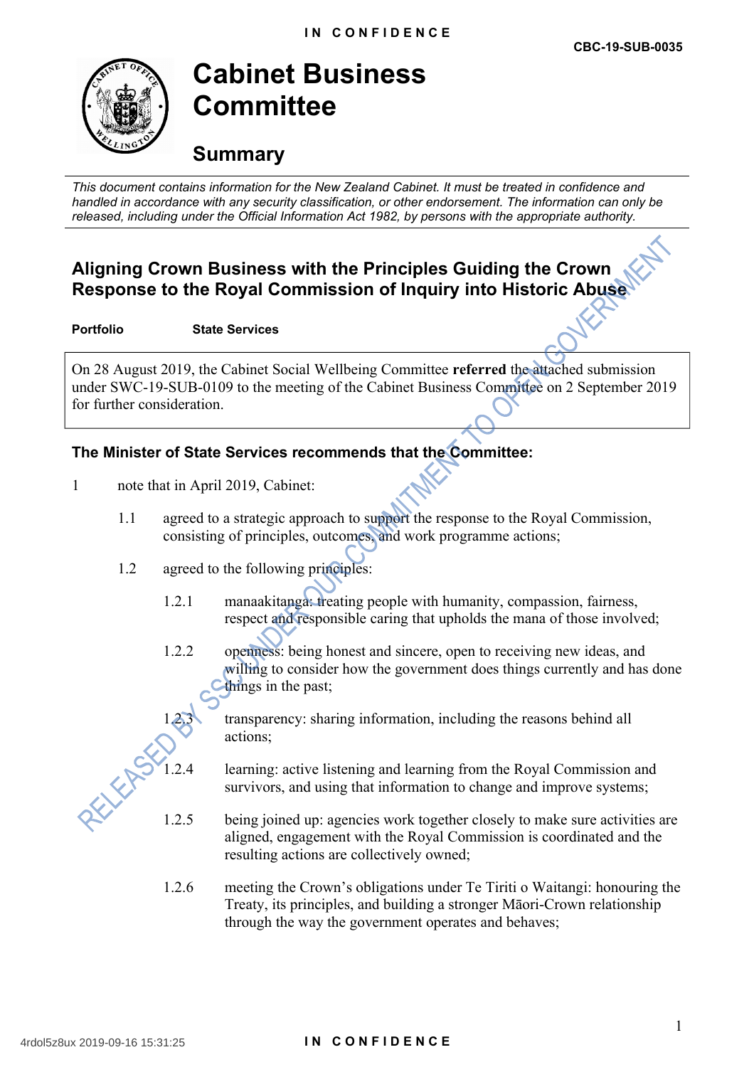IN CONFIDENCE

CBC-19-SUB-0035

# Cabinet Business Committee

## Summary

*This document contains information for the New Zealand Cabinet. It must be treated in confidence and handled in accordance with any security classification, or other endorsement. The information can only be released, including under the Official Information Act 1982, by persons with the appropriate authority.*

### Aligning Crown Business with the Principles Guiding the Crown Response to the Royal Commission of Inquiry into Historic Abuse

**Portfolio** **State Services**

On 28 August 2019, the Cabinet Social Wellbeing Committee **referred** the attached submission under SWC-19-SUB-0109 to the meeting of the Cabinet Business Committee on 2 September 2019 for further consideration.

**The Minister of State Services recommends that the Committee:**

1 note that in April 2019, Cabinet:

1.1 agreed to a strategic approach to support the response to the Royal Commission, consisting of principles, outcomes, and work programme actions;

1.2 agreed to the following principles:

1.2.1 manaakitanga: treating people with humanity, compassion, fairness, respect and responsible caring that upholds the mana of those involved;

1.2.2 openness: being honest and sincere, open to receiving new ideas, and willing to consider how the government does things currently and has done things in the past;

1.2.3 transparency: sharing information, including the reasons behind all actions;

1.2.4 learning: active listening and learning from the Royal Commission and survivors, and using that information to change and improve systems;

1.2.5 being joined up: agencies work together closely to make sure activities are aligned, engagement with the Royal Commission is coordinated and the resulting actions are collectively owned;

1.2.6 meeting the Crown's obligations under Te Tiriti o Waitangi: honouring the Treaty, its principles, and building a stronger Māori-Crown relationship through the way the government operates and behaves;

RELEASED BY SSC UNDER OUR COMMITMENT TO OPEN GOVERNMENT

4rdol5z8ux 2019-09-16 15:31:25

IN CONFIDENCE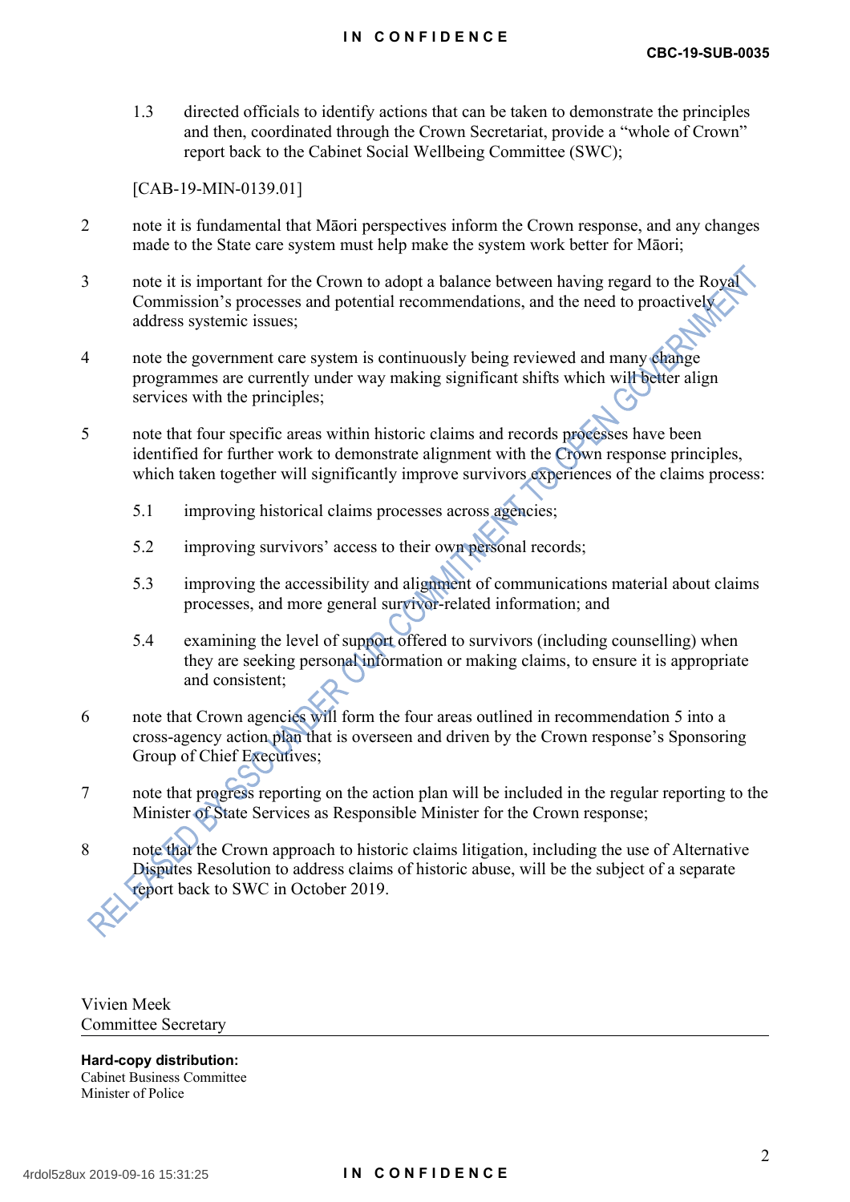1.3 directed officials to identify actions that can be taken to demonstrate the principles and then, coordinated through the Crown Secretariat, provide a "whole of Crown" report back to the Cabinet Social Wellbeing Committee (SWC);

[CAB-19-MIN-0139.01]

2 note it is fundamental that Māori perspectives inform the Crown response, and any changes made to the State care system must help make the system work better for Māori;

3 note it is important for the Crown to adopt a balance between having regard to the Royal Commission's processes and potential recommendations, and the need to proactively address systemic issues;

4 note the government care system is continuously being reviewed and many change programmes are currently under way making significant shifts which will better align services with the principles;

5 note that four specific areas within historic claims and records processes have been identified for further work to demonstrate alignment with the Crown response principles, which taken together will significantly improve survivors experiences of the claims process:

5.1 improving historical claims processes across agencies;

5.2 improving survivors' access to their own personal records;

5.3 improving the accessibility and alignment of communications material about claims processes, and more general survivor-related information; and

5.4 examining the level of support offered to survivors (including counselling) when they are seeking personal information or making claims, to ensure it is appropriate and consistent;

6 note that Crown agencies will form the four areas outlined in recommendation 5 into a cross-agency action plan that is overseen and driven by the Crown response's Sponsoring Group of Chief Executives;

7 note that progress reporting on the action plan will be included in the regular reporting to the Minister of State Services as Responsible Minister for the Crown response;

8 note that the Crown approach to historic claims litigation, including the use of Alternative Disputes Resolution to address claims of historic abuse, will be the subject of a separate report back to SWC in October 2019.

Vivien Meek
Committee Secretary

**Hard-copy distribution:**
Cabinet Business Committee
Minister of Police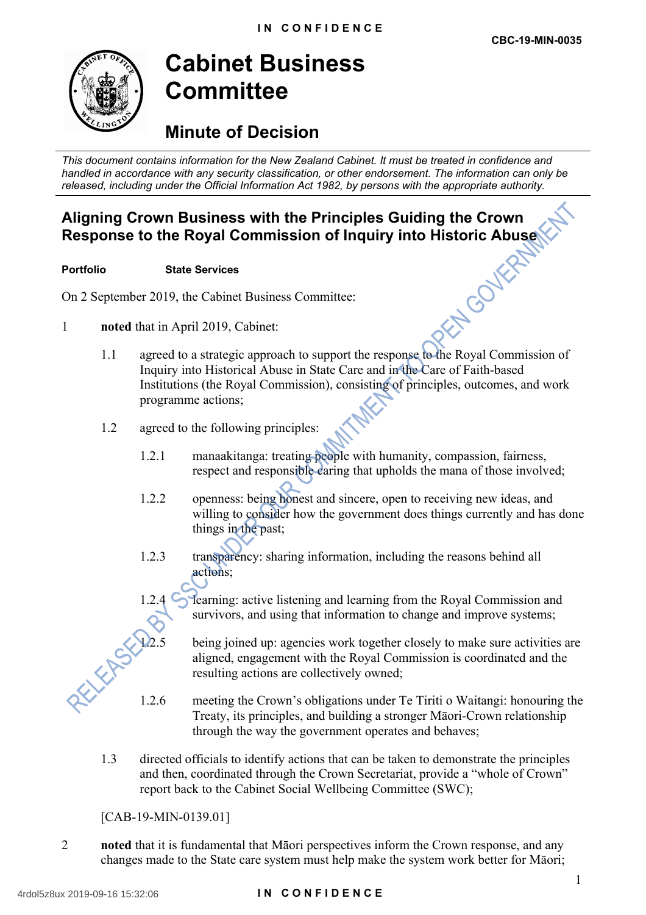IN CONFIDENCE

CBC-19-MIN-0035

# Cabinet Business Committee

## Minute of Decision

*This document contains information for the New Zealand Cabinet. It must be treated in confidence and handled in accordance with any security classification, or other endorsement. The information can only be released, including under the Official Information Act 1982, by persons with the appropriate authority.*

### Aligning Crown Business with the Principles Guiding the Crown Response to the Royal Commission of Inquiry into Historic Abuse

**Portfolio** **State Services**

On 2 September 2019, the Cabinet Business Committee:

1 **noted** that in April 2019, Cabinet:

1.1 agreed to a strategic approach to support the response to the Royal Commission of Inquiry into Historical Abuse in State Care and in the Care of Faith-based Institutions (the Royal Commission), consisting of principles, outcomes, and work programme actions;

1.2 agreed to the following principles:

1.2.1 manaakitanga: treating people with humanity, compassion, fairness, respect and responsible caring that upholds the mana of those involved;

1.2.2 openness: being honest and sincere, open to receiving new ideas, and willing to consider how the government does things currently and has done things in the past;

1.2.3 transparency: sharing information, including the reasons behind all actions;

1.2.4 learning: active listening and learning from the Royal Commission and survivors, and using that information to change and improve systems;

1.2.5 being joined up: agencies work together closely to make sure activities are aligned, engagement with the Royal Commission is coordinated and the resulting actions are collectively owned;

1.2.6 meeting the Crown's obligations under Te Tiriti o Waitangi: honouring the Treaty, its principles, and building a stronger Māori-Crown relationship through the way the government operates and behaves;

1.3 directed officials to identify actions that can be taken to demonstrate the principles and then, coordinated through the Crown Secretariat, provide a "whole of Crown" report back to the Cabinet Social Wellbeing Committee (SWC);

[CAB-19-MIN-0139.01]

2 **noted** that it is fundamental that Māori perspectives inform the Crown response, and any changes made to the State care system must help make the system work better for Māori;

RELEASED BY SSC UNDER OUR COMMITMENT TO OPEN GOVERNMENT

4rdol5z8ux 2019-09-16 15:32:06

IN CONFIDENCE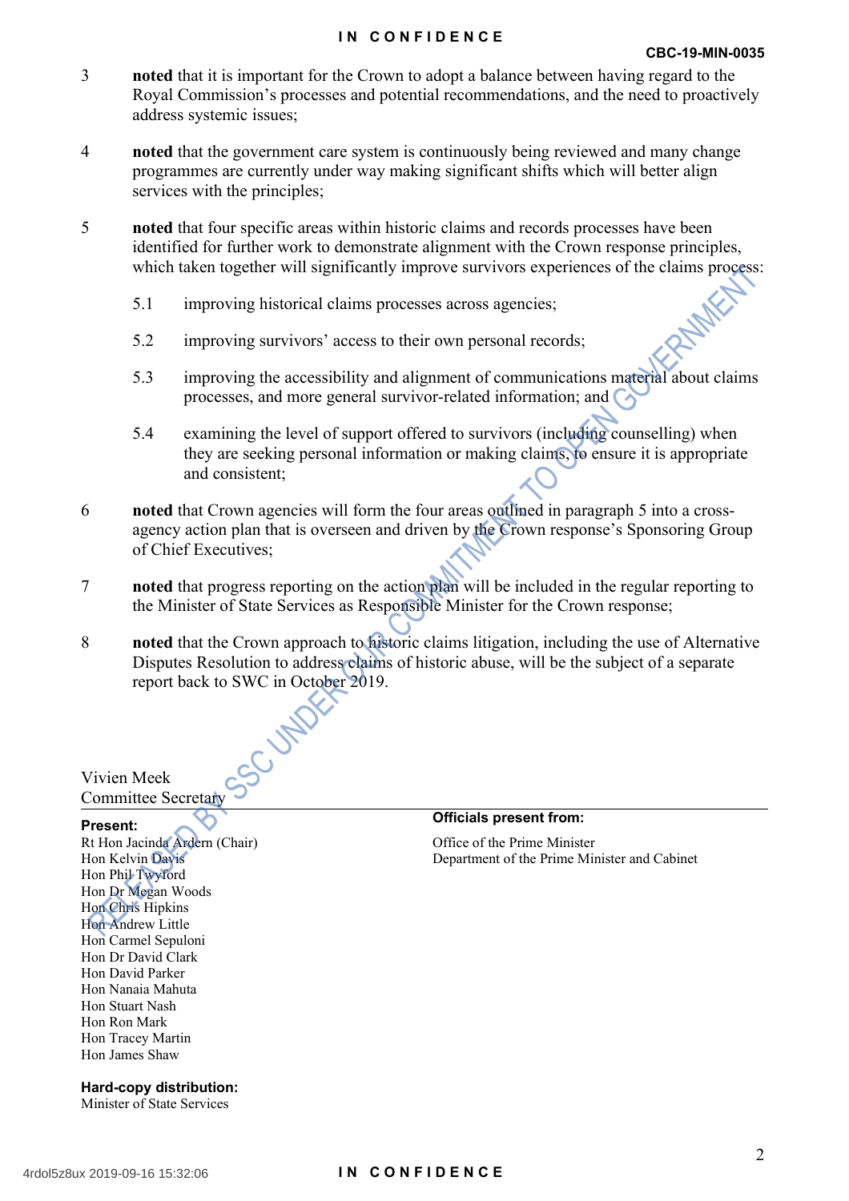3 **noted** that it is important for the Crown to adopt a balance between having regard to the Royal Commission's processes and potential recommendations, and the need to proactively address systemic issues;

4 **noted** that the government care system is continuously being reviewed and many change programmes are currently under way making significant shifts which will better align services with the principles;

5 **noted** that four specific areas within historic claims and records processes have been identified for further work to demonstrate alignment with the Crown response principles, which taken together will significantly improve survivors experiences of the claims process:

5.1 improving historical claims processes across agencies;

5.2 improving survivors' access to their own personal records;

5.3 improving the accessibility and alignment of communications material about claims processes, and more general survivor-related information; and

5.4 examining the level of support offered to survivors (including counselling) when they are seeking personal information or making claims, to ensure it is appropriate and consistent;

6 **noted** that Crown agencies will form the four areas outlined in paragraph 5 into a cross-agency action plan that is overseen and driven by the Crown response's Sponsoring Group of Chief Executives;

7 **noted** that progress reporting on the action plan will be included in the regular reporting to the Minister of State Services as Responsible Minister for the Crown response;

8 **noted** that the Crown approach to historic claims litigation, including the use of Alternative Disputes Resolution to address claims of historic abuse, will be the subject of a separate report back to SWC in October 2019.

Vivien Meek
Committee Secretary

**Present:**
Rt Hon Jacinda Ardern (Chair)
Hon Kelvin Davis
Hon Phil Twyford
Hon Dr Megan Woods
Hon Chris Hipkins
Hon Andrew Little
Hon Carmel Sepuloni
Hon Dr David Clark
Hon David Parker
Hon Nanaia Mahuta
Hon Stuart Nash
Hon Ron Mark
Hon Tracey Martin
Hon James Shaw

**Officials present from:**
Office of the Prime Minister
Department of the Prime Minister and Cabinet

**Hard-copy distribution:**
Minister of State Services